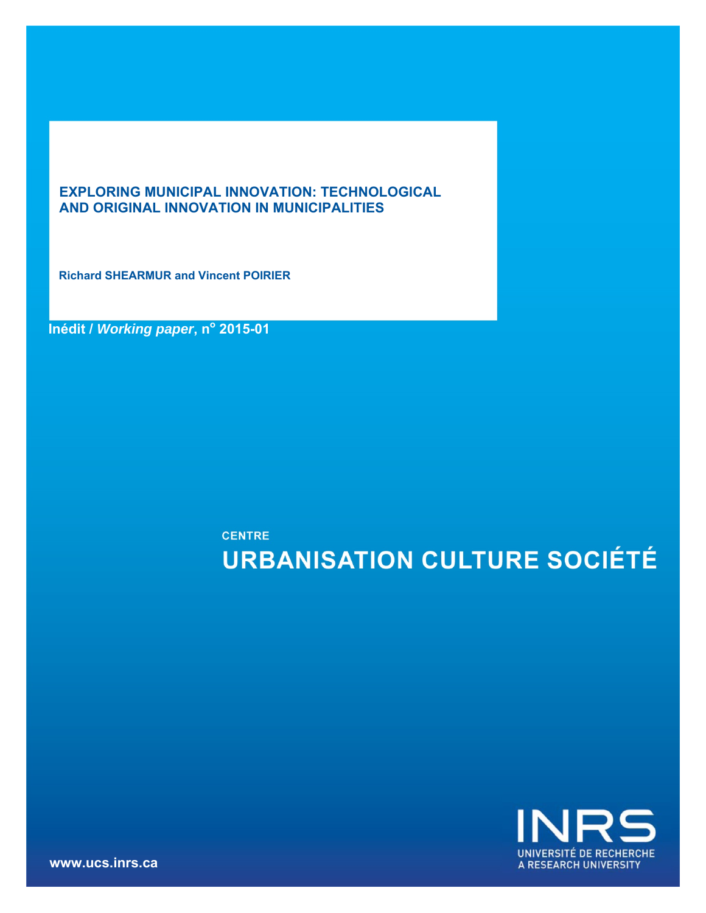# EXPLORING MUNICIPAL INNOVATION: TECHNOLOGICAL AND ORIGINAL INNOVATION IN MUNICIPALITIES

**Richard SHEARMUR and Vincent POIRIER**

**Inédit / *Working paper*, n° 2015-01**

CENTRE

**URBANISATION CULTURE SOCIÉTÉ**

INRS

UNIVERSITÉ DE RECHERCHE
A RESEARCH UNIVERSITY

www.ucs.inrs.ca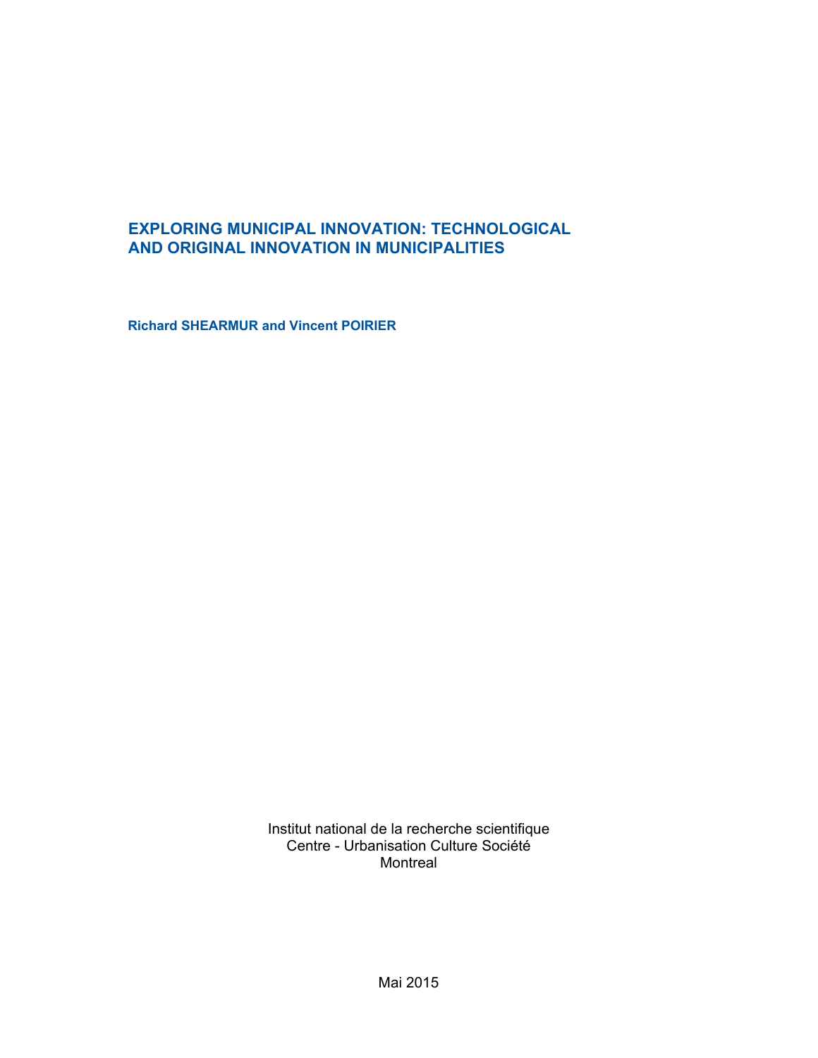# EXPLORING MUNICIPAL INNOVATION: TECHNOLOGICAL AND ORIGINAL INNOVATION IN MUNICIPALITIES

**Richard SHEARMUR and Vincent POIRIER**

Institut national de la recherche scientifique
Centre - Urbanisation Culture Société
Montreal

Mai 2015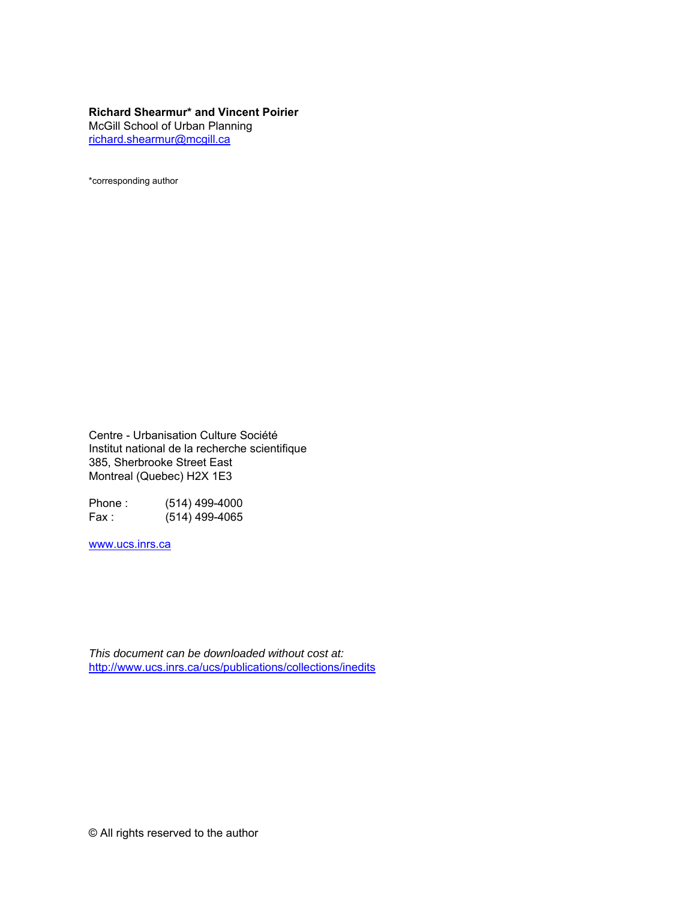**Richard Shearmur* and Vincent Poirier**
McGill School of Urban Planning
[richard.shearmur@mcgill.ca](mailto:richard.shearmur@mcgill.ca)

*corresponding author

Centre - Urbanisation Culture Société
Institut national de la recherche scientifique
385, Sherbrooke Street East
Montreal (Quebec) H2X 1E3

Phone : (514) 499-4000
Fax : (514) 499-4065

[www.ucs.inrs.ca](http://www.ucs.inrs.ca)

*This document can be downloaded without cost at:*
[http://www.ucs.inrs.ca/ucs/publications/collections/inedits](http://www.ucs.inrs.ca/ucs/publications/collections/inedits)

© All rights reserved to the author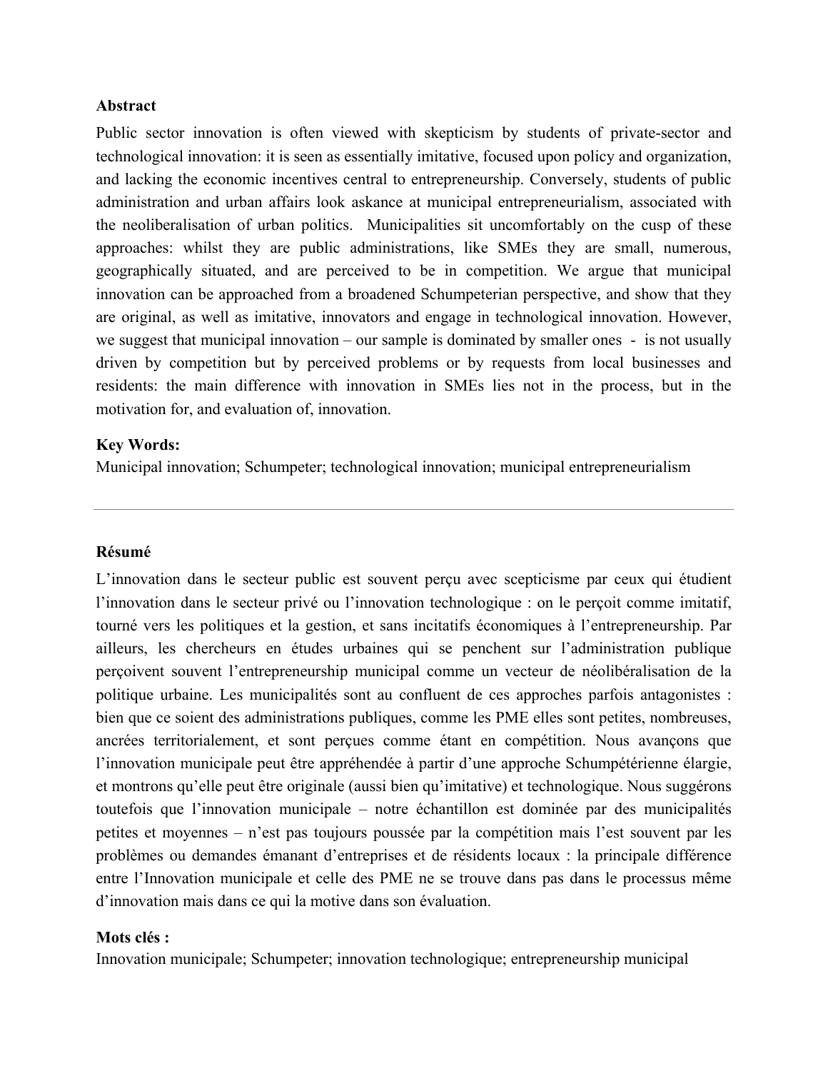**Abstract**

Public sector innovation is often viewed with skepticism by students of private-sector and technological innovation: it is seen as essentially imitative, focused upon policy and organization, and lacking the economic incentives central to entrepreneurship. Conversely, students of public administration and urban affairs look askance at municipal entrepreneurialism, associated with the neoliberalisation of urban politics. Municipalities sit uncomfortably on the cusp of these approaches: whilst they are public administrations, like SMEs they are small, numerous, geographically situated, and are perceived to be in competition. We argue that municipal innovation can be approached from a broadened Schumpeterian perspective, and show that they are original, as well as imitative, innovators and engage in technological innovation. However, we suggest that municipal innovation – our sample is dominated by smaller ones - is not usually driven by competition but by perceived problems or by requests from local businesses and residents: the main difference with innovation in SMEs lies not in the process, but in the motivation for, and evaluation of, innovation.

**Key Words:**

Municipal innovation; Schumpeter; technological innovation; municipal entrepreneurialism

---

**Résumé**

L'innovation dans le secteur public est souvent perçu avec scepticisme par ceux qui étudient l'innovation dans le secteur privé ou l'innovation technologique : on le perçoit comme imitatif, tourné vers les politiques et la gestion, et sans incitatifs économiques à l'entrepreneurship. Par ailleurs, les chercheurs en études urbaines qui se penchent sur l'administration publique perçoivent souvent l'entrepreneurship municipal comme un vecteur de néolibéralisation de la politique urbaine. Les municipalités sont au confluent de ces approches parfois antagonistes : bien que ce soient des administrations publiques, comme les PME elles sont petites, nombreuses, ancrées territorialement, et sont perçues comme étant en compétition. Nous avançons que l'innovation municipale peut être appréhendée à partir d'une approche Schumpétérienne élargie, et montrons qu'elle peut être originale (aussi bien qu'imitative) et technologique. Nous suggérons toutefois que l'innovation municipale – notre échantillon est dominée par des municipalités petites et moyennes – n'est pas toujours poussée par la compétition mais l'est souvent par les problèmes ou demandes émanant d'entreprises et de résidents locaux : la principale différence entre l'Innovation municipale et celle des PME ne se trouve dans pas dans le processus même d'innovation mais dans ce qui la motive dans son évaluation.

**Mots clés :**

Innovation municipale; Schumpeter; innovation technologique; entrepreneurship municipal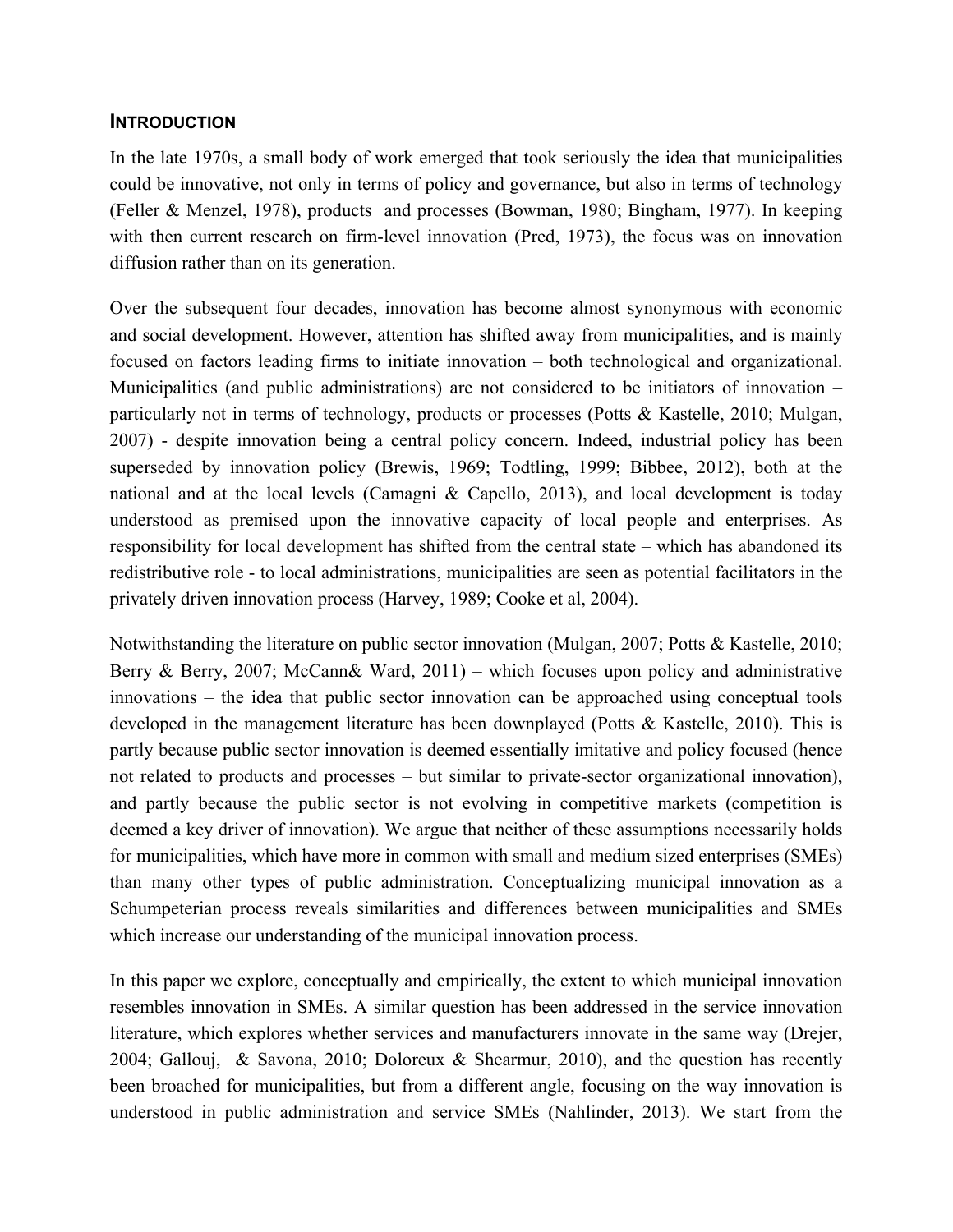## INTRODUCTION

In the late 1970s, a small body of work emerged that took seriously the idea that municipalities could be innovative, not only in terms of policy and governance, but also in terms of technology (Feller & Menzel, 1978), products and processes (Bowman, 1980; Bingham, 1977). In keeping with then current research on firm-level innovation (Pred, 1973), the focus was on innovation diffusion rather than on its generation.

Over the subsequent four decades, innovation has become almost synonymous with economic and social development. However, attention has shifted away from municipalities, and is mainly focused on factors leading firms to initiate innovation – both technological and organizational. Municipalities (and public administrations) are not considered to be initiators of innovation – particularly not in terms of technology, products or processes (Potts & Kastelle, 2010; Mulgan, 2007) - despite innovation being a central policy concern. Indeed, industrial policy has been superseded by innovation policy (Brewis, 1969; Todtling, 1999; Bibbee, 2012), both at the national and at the local levels (Camagni & Capello, 2013), and local development is today understood as premised upon the innovative capacity of local people and enterprises. As responsibility for local development has shifted from the central state – which has abandoned its redistributive role - to local administrations, municipalities are seen as potential facilitators in the privately driven innovation process (Harvey, 1989; Cooke et al, 2004).

Notwithstanding the literature on public sector innovation (Mulgan, 2007; Potts & Kastelle, 2010; Berry & Berry, 2007; McCann& Ward, 2011) – which focuses upon policy and administrative innovations – the idea that public sector innovation can be approached using conceptual tools developed in the management literature has been downplayed (Potts & Kastelle, 2010). This is partly because public sector innovation is deemed essentially imitative and policy focused (hence not related to products and processes – but similar to private-sector organizational innovation), and partly because the public sector is not evolving in competitive markets (competition is deemed a key driver of innovation). We argue that neither of these assumptions necessarily holds for municipalities, which have more in common with small and medium sized enterprises (SMEs) than many other types of public administration. Conceptualizing municipal innovation as a Schumpeterian process reveals similarities and differences between municipalities and SMEs which increase our understanding of the municipal innovation process.

In this paper we explore, conceptually and empirically, the extent to which municipal innovation resembles innovation in SMEs. A similar question has been addressed in the service innovation literature, which explores whether services and manufacturers innovate in the same way (Drejer, 2004; Gallouj, & Savona, 2010; Doloreux & Shearmur, 2010), and the question has recently been broached for municipalities, but from a different angle, focusing on the way innovation is understood in public administration and service SMEs (Nahlinder, 2013). We start from the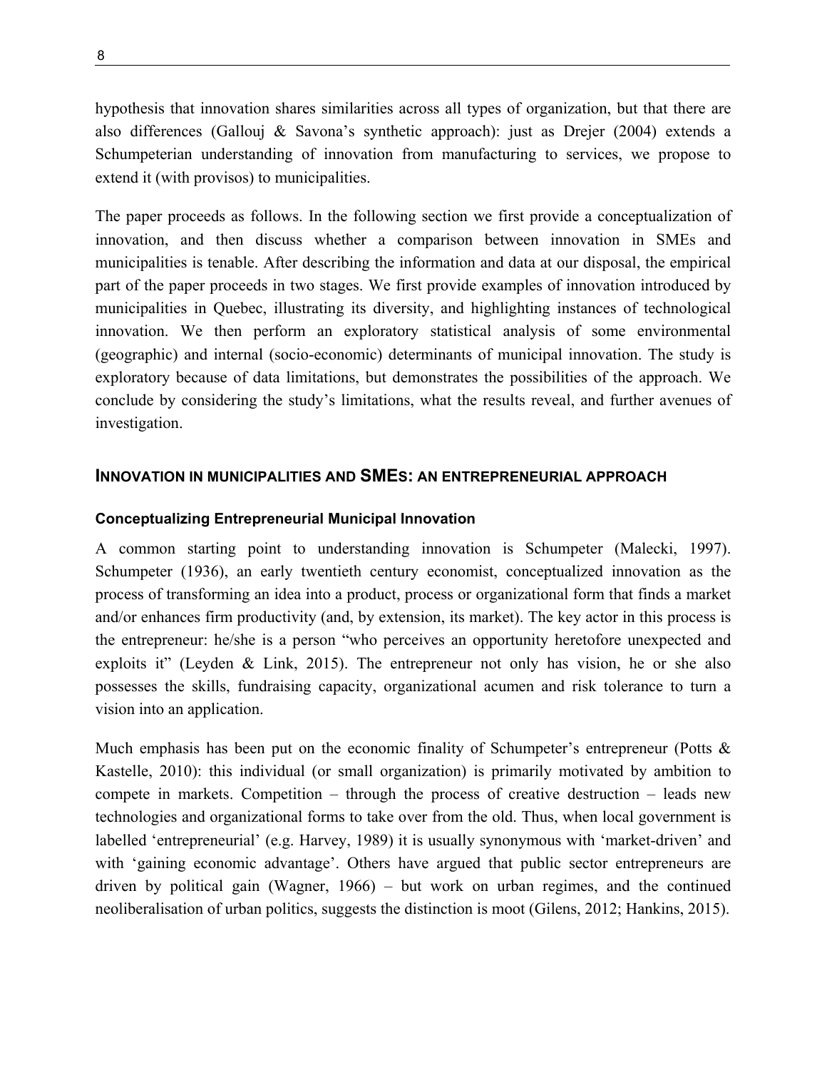hypothesis that innovation shares similarities across all types of organization, but that there are also differences (Gallouj & Savona's synthetic approach): just as Drejer (2004) extends a Schumpeterian understanding of innovation from manufacturing to services, we propose to extend it (with provisos) to municipalities.

The paper proceeds as follows. In the following section we first provide a conceptualization of innovation, and then discuss whether a comparison between innovation in SMEs and municipalities is tenable. After describing the information and data at our disposal, the empirical part of the paper proceeds in two stages. We first provide examples of innovation introduced by municipalities in Quebec, illustrating its diversity, and highlighting instances of technological innovation. We then perform an exploratory statistical analysis of some environmental (geographic) and internal (socio-economic) determinants of municipal innovation. The study is exploratory because of data limitations, but demonstrates the possibilities of the approach. We conclude by considering the study's limitations, what the results reveal, and further avenues of investigation.

## INNOVATION IN MUNICIPALITIES AND SMES: AN ENTREPRENEURIAL APPROACH

### Conceptualizing Entrepreneurial Municipal Innovation

A common starting point to understanding innovation is Schumpeter (Malecki, 1997). Schumpeter (1936), an early twentieth century economist, conceptualized innovation as the process of transforming an idea into a product, process or organizational form that finds a market and/or enhances firm productivity (and, by extension, its market). The key actor in this process is the entrepreneur: he/she is a person "who perceives an opportunity heretofore unexpected and exploits it" (Leyden & Link, 2015). The entrepreneur not only has vision, he or she also possesses the skills, fundraising capacity, organizational acumen and risk tolerance to turn a vision into an application.

Much emphasis has been put on the economic finality of Schumpeter's entrepreneur (Potts & Kastelle, 2010): this individual (or small organization) is primarily motivated by ambition to compete in markets. Competition – through the process of creative destruction – leads new technologies and organizational forms to take over from the old. Thus, when local government is labelled 'entrepreneurial' (e.g. Harvey, 1989) it is usually synonymous with 'market-driven' and with 'gaining economic advantage'. Others have argued that public sector entrepreneurs are driven by political gain (Wagner, 1966) – but work on urban regimes, and the continued neoliberalisation of urban politics, suggests the distinction is moot (Gilens, 2012; Hankins, 2015).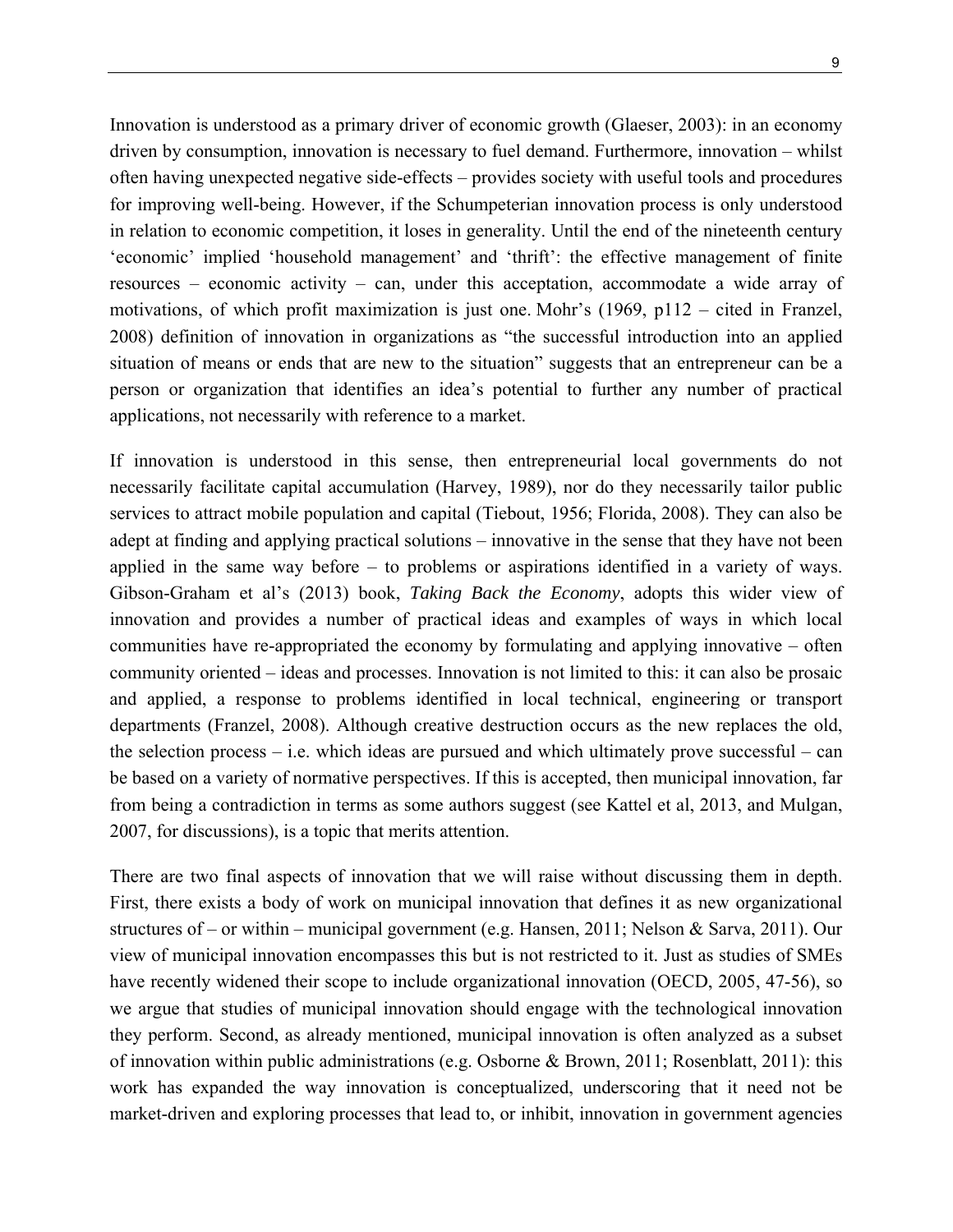Innovation is understood as a primary driver of economic growth (Glaeser, 2003): in an economy driven by consumption, innovation is necessary to fuel demand. Furthermore, innovation – whilst often having unexpected negative side-effects – provides society with useful tools and procedures for improving well-being. However, if the Schumpeterian innovation process is only understood in relation to economic competition, it loses in generality. Until the end of the nineteenth century 'economic' implied 'household management' and 'thrift': the effective management of finite resources – economic activity – can, under this acceptation, accommodate a wide array of motivations, of which profit maximization is just one. Mohr's (1969, p112 – cited in Franzel, 2008) definition of innovation in organizations as "the successful introduction into an applied situation of means or ends that are new to the situation" suggests that an entrepreneur can be a person or organization that identifies an idea's potential to further any number of practical applications, not necessarily with reference to a market.

If innovation is understood in this sense, then entrepreneurial local governments do not necessarily facilitate capital accumulation (Harvey, 1989), nor do they necessarily tailor public services to attract mobile population and capital (Tiebout, 1956; Florida, 2008). They can also be adept at finding and applying practical solutions – innovative in the sense that they have not been applied in the same way before – to problems or aspirations identified in a variety of ways. Gibson-Graham et al's (2013) book, *Taking Back the Economy*, adopts this wider view of innovation and provides a number of practical ideas and examples of ways in which local communities have re-appropriated the economy by formulating and applying innovative – often community oriented – ideas and processes. Innovation is not limited to this: it can also be prosaic and applied, a response to problems identified in local technical, engineering or transport departments (Franzel, 2008). Although creative destruction occurs as the new replaces the old, the selection process – i.e. which ideas are pursued and which ultimately prove successful – can be based on a variety of normative perspectives. If this is accepted, then municipal innovation, far from being a contradiction in terms as some authors suggest (see Kattel et al, 2013, and Mulgan, 2007, for discussions), is a topic that merits attention.

There are two final aspects of innovation that we will raise without discussing them in depth. First, there exists a body of work on municipal innovation that defines it as new organizational structures of – or within – municipal government (e.g. Hansen, 2011; Nelson & Sarva, 2011). Our view of municipal innovation encompasses this but is not restricted to it. Just as studies of SMEs have recently widened their scope to include organizational innovation (OECD, 2005, 47-56), so we argue that studies of municipal innovation should engage with the technological innovation they perform. Second, as already mentioned, municipal innovation is often analyzed as a subset of innovation within public administrations (e.g. Osborne & Brown, 2011; Rosenblatt, 2011): this work has expanded the way innovation is conceptualized, underscoring that it need not be market-driven and exploring processes that lead to, or inhibit, innovation in government agencies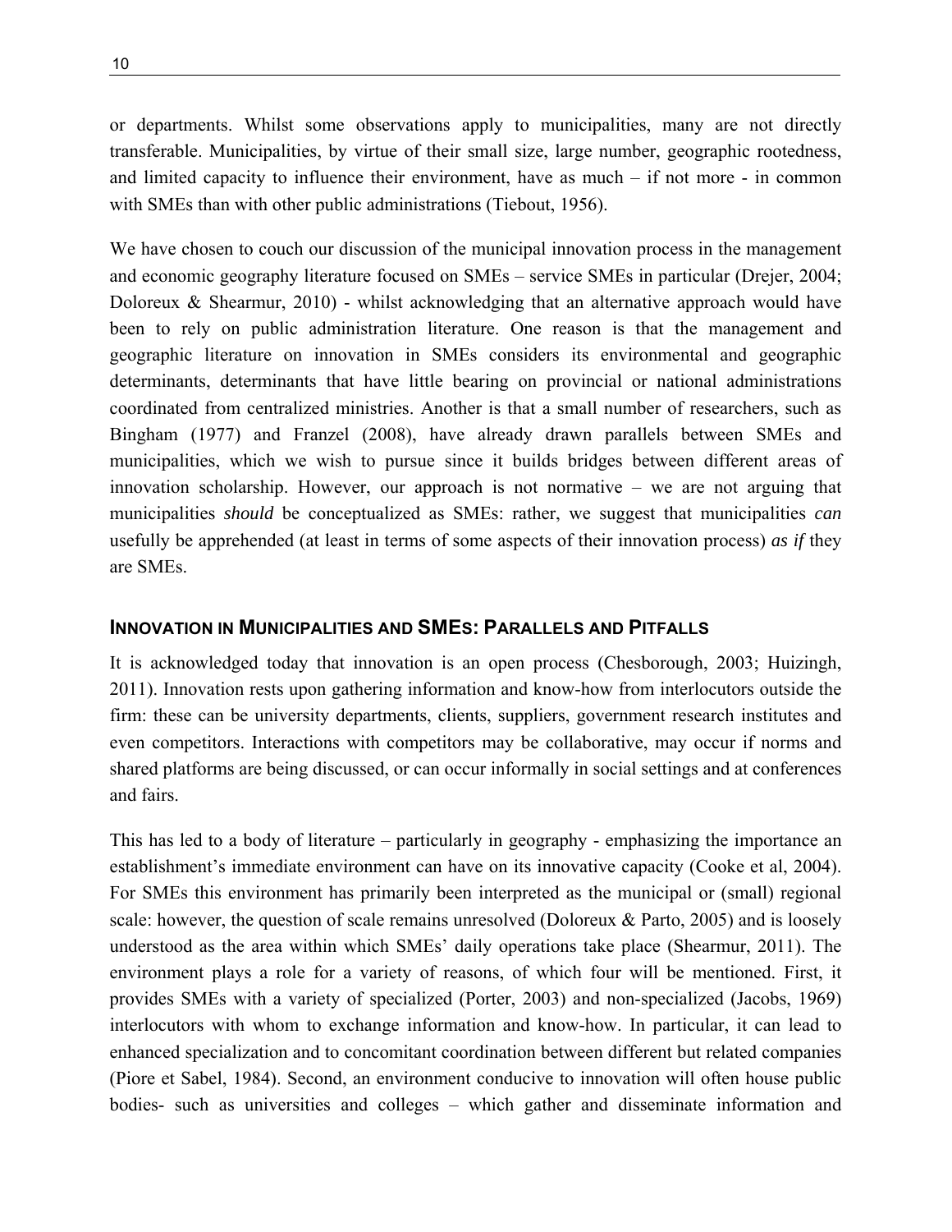or departments. Whilst some observations apply to municipalities, many are not directly transferable. Municipalities, by virtue of their small size, large number, geographic rootedness, and limited capacity to influence their environment, have as much – if not more - in common with SMEs than with other public administrations (Tiebout, 1956).

We have chosen to couch our discussion of the municipal innovation process in the management and economic geography literature focused on SMEs – service SMEs in particular (Drejer, 2004; Doloreux & Shearmur, 2010) - whilst acknowledging that an alternative approach would have been to rely on public administration literature. One reason is that the management and geographic literature on innovation in SMEs considers its environmental and geographic determinants, determinants that have little bearing on provincial or national administrations coordinated from centralized ministries. Another is that a small number of researchers, such as Bingham (1977) and Franzel (2008), have already drawn parallels between SMEs and municipalities, which we wish to pursue since it builds bridges between different areas of innovation scholarship. However, our approach is not normative – we are not arguing that municipalities *should* be conceptualized as SMEs: rather, we suggest that municipalities *can* usefully be apprehended (at least in terms of some aspects of their innovation process) *as if* they are SMEs.

## INNOVATION IN MUNICIPALITIES AND SMEs: PARALLELS AND PITFALLS

It is acknowledged today that innovation is an open process (Chesborough, 2003; Huizingh, 2011). Innovation rests upon gathering information and know-how from interlocutors outside the firm: these can be university departments, clients, suppliers, government research institutes and even competitors. Interactions with competitors may be collaborative, may occur if norms and shared platforms are being discussed, or can occur informally in social settings and at conferences and fairs.

This has led to a body of literature – particularly in geography - emphasizing the importance an establishment's immediate environment can have on its innovative capacity (Cooke et al, 2004). For SMEs this environment has primarily been interpreted as the municipal or (small) regional scale: however, the question of scale remains unresolved (Doloreux & Parto, 2005) and is loosely understood as the area within which SMEs' daily operations take place (Shearmur, 2011). The environment plays a role for a variety of reasons, of which four will be mentioned. First, it provides SMEs with a variety of specialized (Porter, 2003) and non-specialized (Jacobs, 1969) interlocutors with whom to exchange information and know-how. In particular, it can lead to enhanced specialization and to concomitant coordination between different but related companies (Piore et Sabel, 1984). Second, an environment conducive to innovation will often house public bodies- such as universities and colleges – which gather and disseminate information and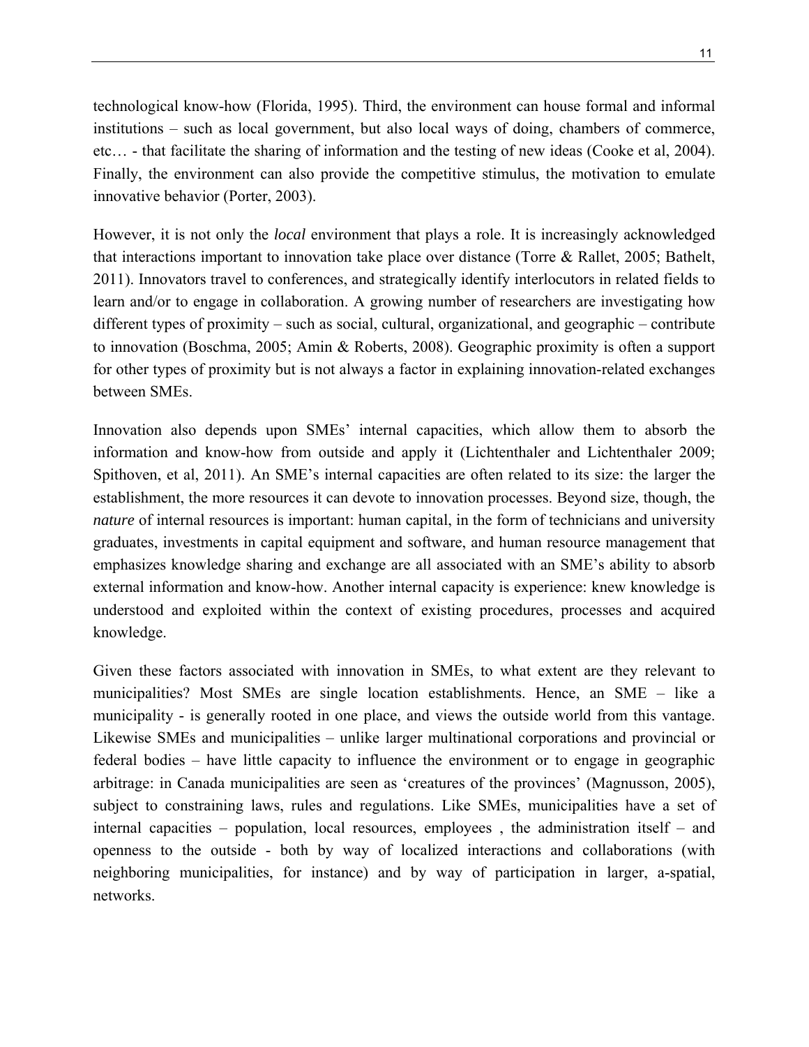technological know-how (Florida, 1995). Third, the environment can house formal and informal institutions – such as local government, but also local ways of doing, chambers of commerce, etc… - that facilitate the sharing of information and the testing of new ideas (Cooke et al, 2004). Finally, the environment can also provide the competitive stimulus, the motivation to emulate innovative behavior (Porter, 2003).

However, it is not only the *local* environment that plays a role. It is increasingly acknowledged that interactions important to innovation take place over distance (Torre & Rallet, 2005; Bathelt, 2011). Innovators travel to conferences, and strategically identify interlocutors in related fields to learn and/or to engage in collaboration. A growing number of researchers are investigating how different types of proximity – such as social, cultural, organizational, and geographic – contribute to innovation (Boschma, 2005; Amin & Roberts, 2008). Geographic proximity is often a support for other types of proximity but is not always a factor in explaining innovation-related exchanges between SMEs.

Innovation also depends upon SMEs' internal capacities, which allow them to absorb the information and know-how from outside and apply it (Lichtenthaler and Lichtenthaler 2009; Spithoven, et al, 2011). An SME's internal capacities are often related to its size: the larger the establishment, the more resources it can devote to innovation processes. Beyond size, though, the *nature* of internal resources is important: human capital, in the form of technicians and university graduates, investments in capital equipment and software, and human resource management that emphasizes knowledge sharing and exchange are all associated with an SME's ability to absorb external information and know-how. Another internal capacity is experience: knew knowledge is understood and exploited within the context of existing procedures, processes and acquired knowledge.

Given these factors associated with innovation in SMEs, to what extent are they relevant to municipalities? Most SMEs are single location establishments. Hence, an SME – like a municipality - is generally rooted in one place, and views the outside world from this vantage. Likewise SMEs and municipalities – unlike larger multinational corporations and provincial or federal bodies – have little capacity to influence the environment or to engage in geographic arbitrage: in Canada municipalities are seen as 'creatures of the provinces' (Magnusson, 2005), subject to constraining laws, rules and regulations. Like SMEs, municipalities have a set of internal capacities – population, local resources, employees , the administration itself – and openness to the outside - both by way of localized interactions and collaborations (with neighboring municipalities, for instance) and by way of participation in larger, a-spatial, networks.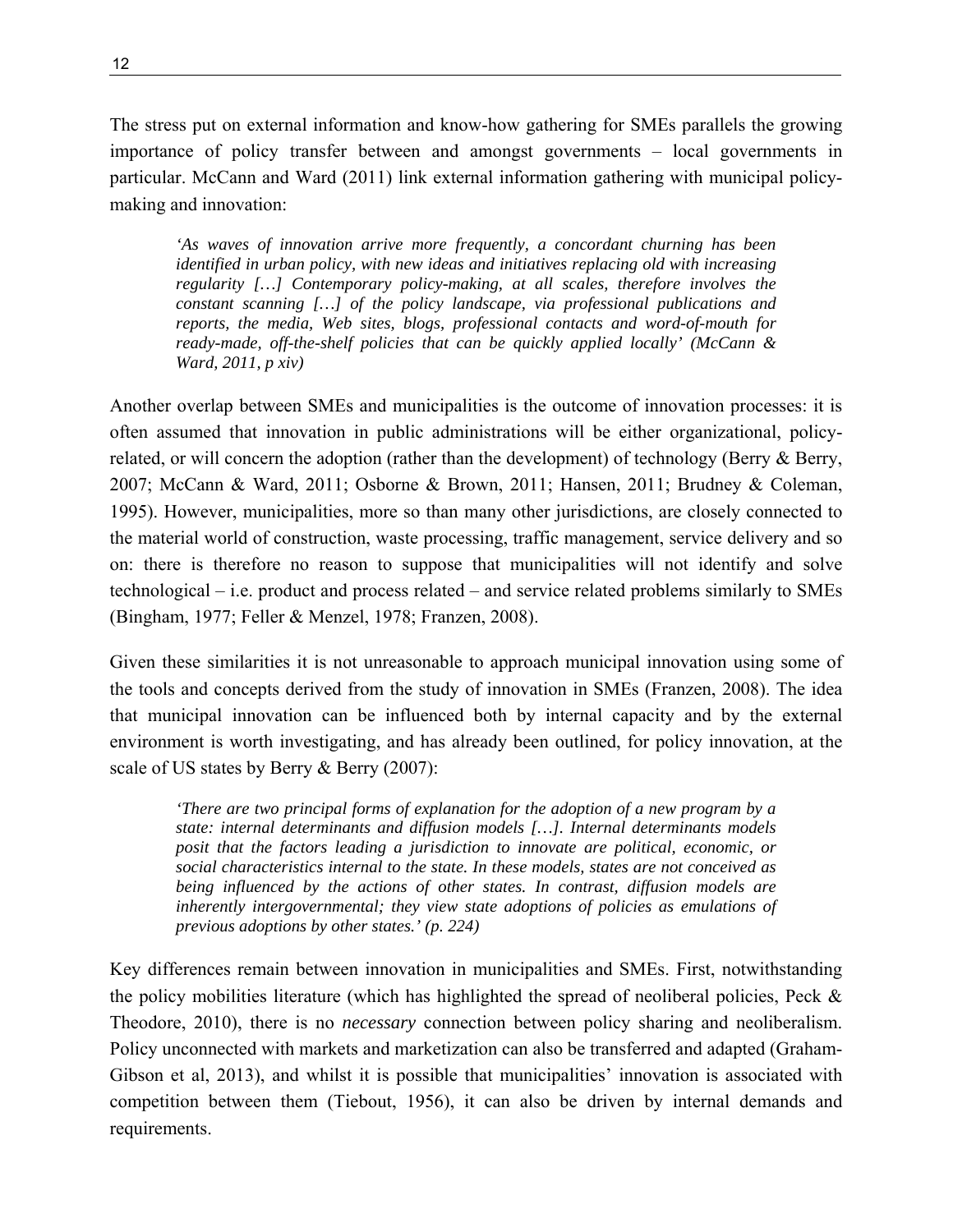The stress put on external information and know-how gathering for SMEs parallels the growing importance of policy transfer between and amongst governments – local governments in particular. McCann and Ward (2011) link external information gathering with municipal policy-making and innovation:

> *'As waves of innovation arrive more frequently, a concordant churning has been identified in urban policy, with new ideas and initiatives replacing old with increasing regularity […] Contemporary policy-making, at all scales, therefore involves the constant scanning […] of the policy landscape, via professional publications and reports, the media, Web sites, blogs, professional contacts and word-of-mouth for ready-made, off-the-shelf policies that can be quickly applied locally' (McCann & Ward, 2011, p xiv)*

Another overlap between SMEs and municipalities is the outcome of innovation processes: it is often assumed that innovation in public administrations will be either organizational, policy-related, or will concern the adoption (rather than the development) of technology (Berry & Berry, 2007; McCann & Ward, 2011; Osborne & Brown, 2011; Hansen, 2011; Brudney & Coleman, 1995). However, municipalities, more so than many other jurisdictions, are closely connected to the material world of construction, waste processing, traffic management, service delivery and so on: there is therefore no reason to suppose that municipalities will not identify and solve technological – i.e. product and process related – and service related problems similarly to SMEs (Bingham, 1977; Feller & Menzel, 1978; Franzen, 2008).

Given these similarities it is not unreasonable to approach municipal innovation using some of the tools and concepts derived from the study of innovation in SMEs (Franzen, 2008). The idea that municipal innovation can be influenced both by internal capacity and by the external environment is worth investigating, and has already been outlined, for policy innovation, at the scale of US states by Berry & Berry (2007):

> *'There are two principal forms of explanation for the adoption of a new program by a state: internal determinants and diffusion models […]. Internal determinants models posit that the factors leading a jurisdiction to innovate are political, economic, or social characteristics internal to the state. In these models, states are not conceived as being influenced by the actions of other states. In contrast, diffusion models are inherently intergovernmental; they view state adoptions of policies as emulations of previous adoptions by other states.' (p. 224)*

Key differences remain between innovation in municipalities and SMEs. First, notwithstanding the policy mobilities literature (which has highlighted the spread of neoliberal policies, Peck & Theodore, 2010), there is no *necessary* connection between policy sharing and neoliberalism. Policy unconnected with markets and marketization can also be transferred and adapted (Graham-Gibson et al, 2013), and whilst it is possible that municipalities' innovation is associated with competition between them (Tiebout, 1956), it can also be driven by internal demands and requirements.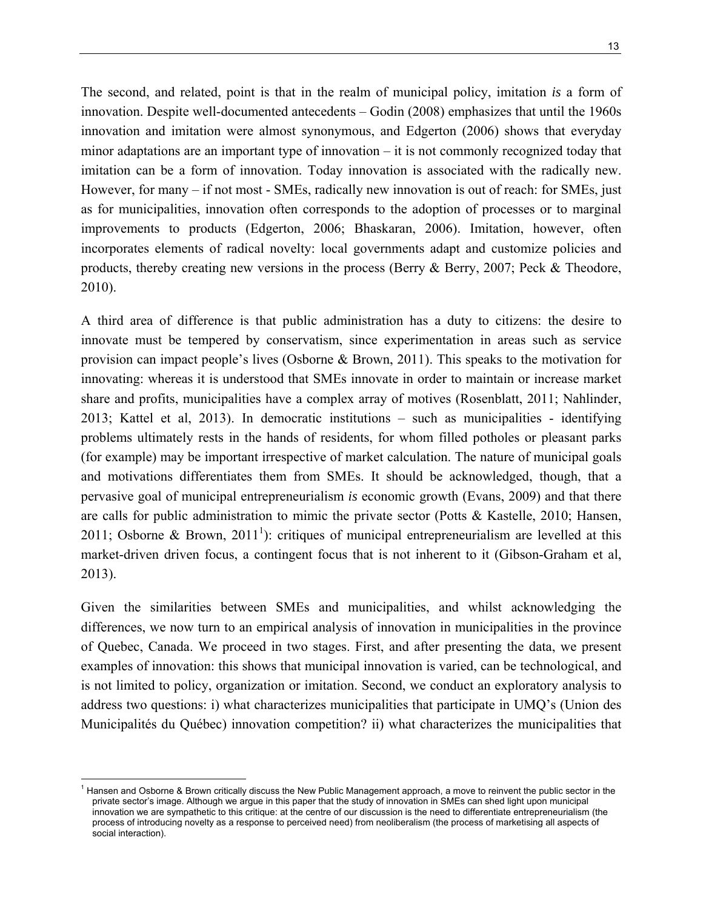The second, and related, point is that in the realm of municipal policy, imitation *is* a form of innovation. Despite well-documented antecedents – Godin (2008) emphasizes that until the 1960s innovation and imitation were almost synonymous, and Edgerton (2006) shows that everyday minor adaptations are an important type of innovation – it is not commonly recognized today that imitation can be a form of innovation. Today innovation is associated with the radically new. However, for many – if not most - SMEs, radically new innovation is out of reach: for SMEs, just as for municipalities, innovation often corresponds to the adoption of processes or to marginal improvements to products (Edgerton, 2006; Bhaskaran, 2006). Imitation, however, often incorporates elements of radical novelty: local governments adapt and customize policies and products, thereby creating new versions in the process (Berry & Berry, 2007; Peck & Theodore, 2010).

A third area of difference is that public administration has a duty to citizens: the desire to innovate must be tempered by conservatism, since experimentation in areas such as service provision can impact people's lives (Osborne & Brown, 2011). This speaks to the motivation for innovating: whereas it is understood that SMEs innovate in order to maintain or increase market share and profits, municipalities have a complex array of motives (Rosenblatt, 2011; Nahlinder, 2013; Kattel et al, 2013). In democratic institutions – such as municipalities - identifying problems ultimately rests in the hands of residents, for whom filled potholes or pleasant parks (for example) may be important irrespective of market calculation. The nature of municipal goals and motivations differentiates them from SMEs. It should be acknowledged, though, that a pervasive goal of municipal entrepreneurialism *is* economic growth (Evans, 2009) and that there are calls for public administration to mimic the private sector (Potts & Kastelle, 2010; Hansen, 2011; Osborne & Brown, 2011[1]): critiques of municipal entrepreneurialism are levelled at this market-driven driven focus, a contingent focus that is not inherent to it (Gibson-Graham et al, 2013).

Given the similarities between SMEs and municipalities, and whilst acknowledging the differences, we now turn to an empirical analysis of innovation in municipalities in the province of Quebec, Canada. We proceed in two stages. First, and after presenting the data, we present examples of innovation: this shows that municipal innovation is varied, can be technological, and is not limited to policy, organization or imitation. Second, we conduct an exploratory analysis to address two questions: i) what characterizes municipalities that participate in UMQ's (Union des Municipalités du Québec) innovation competition? ii) what characterizes the municipalities that

[1] Hansen and Osborne & Brown critically discuss the New Public Management approach, a move to reinvent the public sector in the private sector's image. Although we argue in this paper that the study of innovation in SMEs can shed light upon municipal innovation we are sympathetic to this critique: at the centre of our discussion is the need to differentiate entrepreneurialism (the process of introducing novelty as a response to perceived need) from neoliberalism (the process of marketising all aspects of social interaction).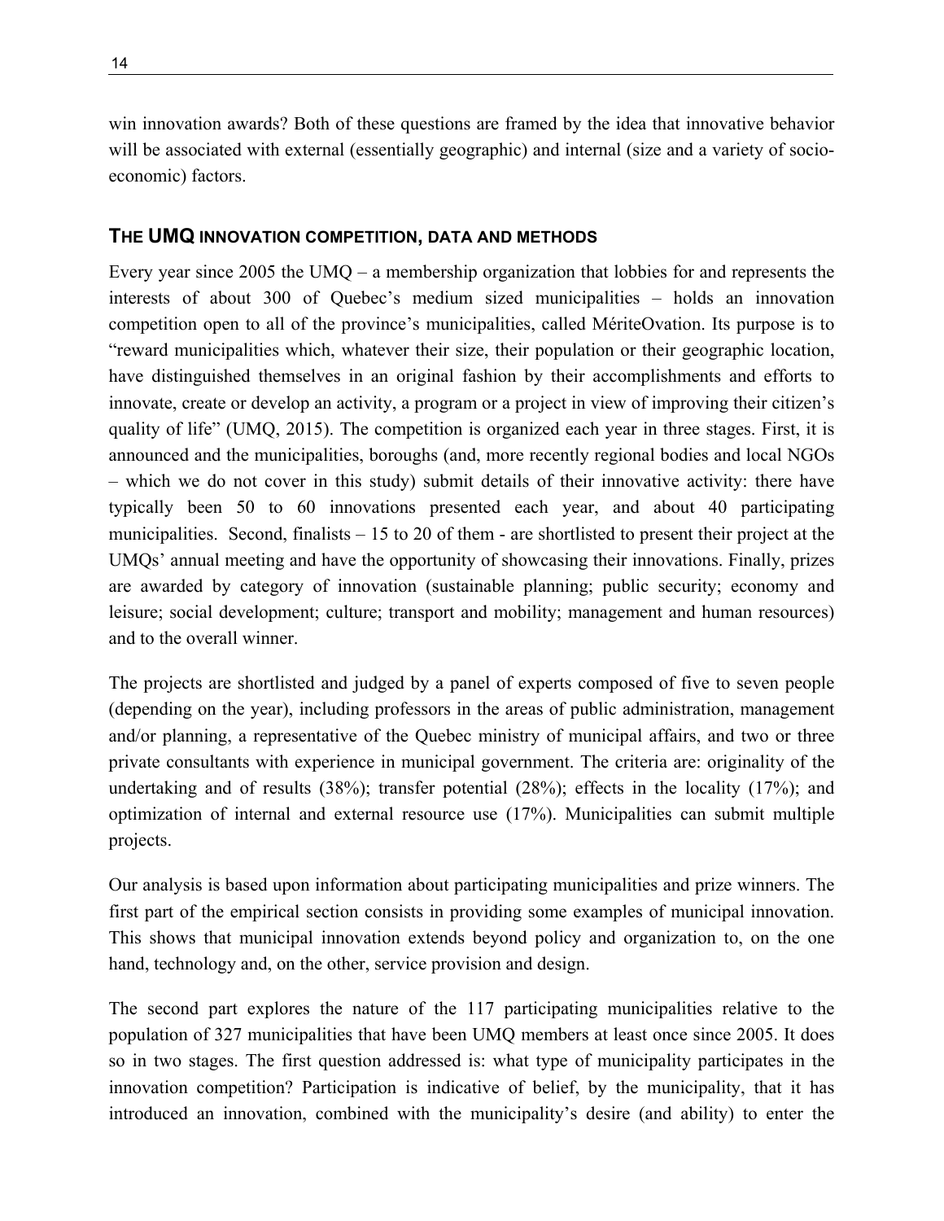win innovation awards? Both of these questions are framed by the idea that innovative behavior will be associated with external (essentially geographic) and internal (size and a variety of socio-economic) factors.

## THE UMQ INNOVATION COMPETITION, DATA AND METHODS

Every year since 2005 the UMQ – a membership organization that lobbies for and represents the interests of about 300 of Quebec's medium sized municipalities – holds an innovation competition open to all of the province's municipalities, called MériteOvation. Its purpose is to "reward municipalities which, whatever their size, their population or their geographic location, have distinguished themselves in an original fashion by their accomplishments and efforts to innovate, create or develop an activity, a program or a project in view of improving their citizen's quality of life" (UMQ, 2015). The competition is organized each year in three stages. First, it is announced and the municipalities, boroughs (and, more recently regional bodies and local NGOs – which we do not cover in this study) submit details of their innovative activity: there have typically been 50 to 60 innovations presented each year, and about 40 participating municipalities. Second, finalists – 15 to 20 of them - are shortlisted to present their project at the UMQs' annual meeting and have the opportunity of showcasing their innovations. Finally, prizes are awarded by category of innovation (sustainable planning; public security; economy and leisure; social development; culture; transport and mobility; management and human resources) and to the overall winner.

The projects are shortlisted and judged by a panel of experts composed of five to seven people (depending on the year), including professors in the areas of public administration, management and/or planning, a representative of the Quebec ministry of municipal affairs, and two or three private consultants with experience in municipal government. The criteria are: originality of the undertaking and of results (38%); transfer potential (28%); effects in the locality (17%); and optimization of internal and external resource use (17%). Municipalities can submit multiple projects.

Our analysis is based upon information about participating municipalities and prize winners. The first part of the empirical section consists in providing some examples of municipal innovation. This shows that municipal innovation extends beyond policy and organization to, on the one hand, technology and, on the other, service provision and design.

The second part explores the nature of the 117 participating municipalities relative to the population of 327 municipalities that have been UMQ members at least once since 2005. It does so in two stages. The first question addressed is: what type of municipality participates in the innovation competition? Participation is indicative of belief, by the municipality, that it has introduced an innovation, combined with the municipality's desire (and ability) to enter the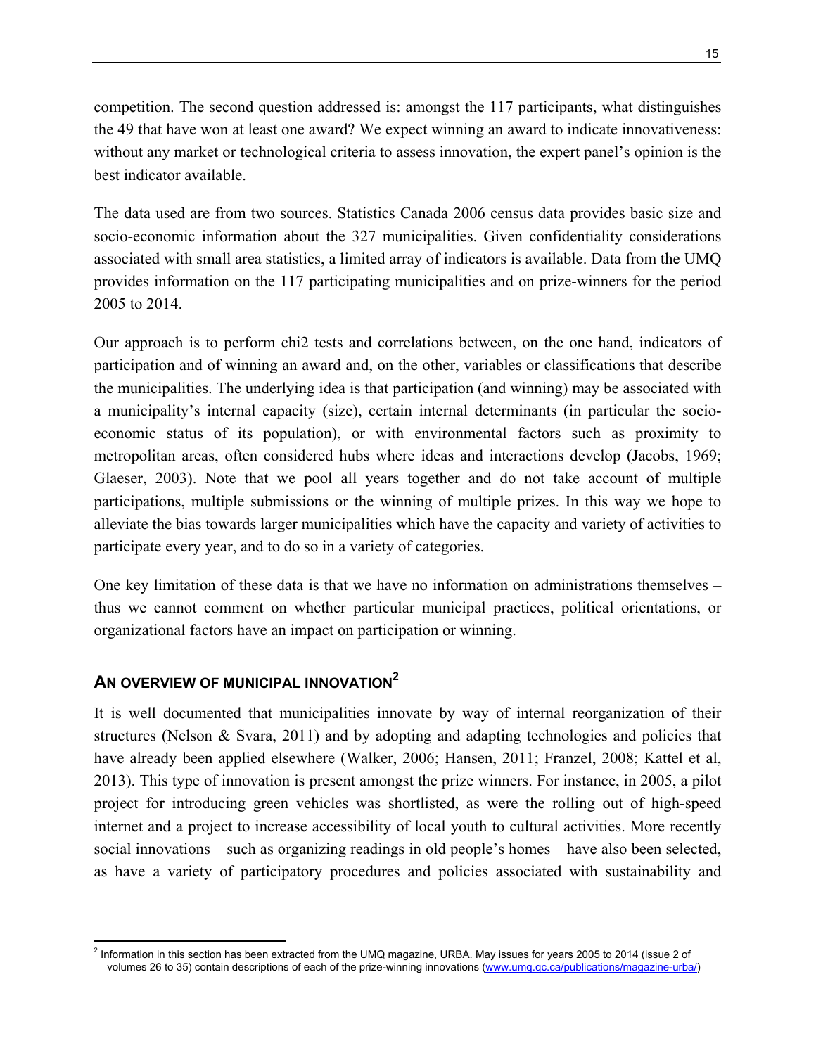competition. The second question addressed is: amongst the 117 participants, what distinguishes the 49 that have won at least one award? We expect winning an award to indicate innovativeness: without any market or technological criteria to assess innovation, the expert panel's opinion is the best indicator available.

The data used are from two sources. Statistics Canada 2006 census data provides basic size and socio-economic information about the 327 municipalities. Given confidentiality considerations associated with small area statistics, a limited array of indicators is available. Data from the UMQ provides information on the 117 participating municipalities and on prize-winners for the period 2005 to 2014.

Our approach is to perform chi2 tests and correlations between, on the one hand, indicators of participation and of winning an award and, on the other, variables or classifications that describe the municipalities. The underlying idea is that participation (and winning) may be associated with a municipality's internal capacity (size), certain internal determinants (in particular the socio-economic status of its population), or with environmental factors such as proximity to metropolitan areas, often considered hubs where ideas and interactions develop (Jacobs, 1969; Glaeser, 2003). Note that we pool all years together and do not take account of multiple participations, multiple submissions or the winning of multiple prizes. In this way we hope to alleviate the bias towards larger municipalities which have the capacity and variety of activities to participate every year, and to do so in a variety of categories.

One key limitation of these data is that we have no information on administrations themselves – thus we cannot comment on whether particular municipal practices, political orientations, or organizational factors have an impact on participation or winning.

## AN OVERVIEW OF MUNICIPAL INNOVATION[2]

It is well documented that municipalities innovate by way of internal reorganization of their structures (Nelson & Svara, 2011) and by adopting and adapting technologies and policies that have already been applied elsewhere (Walker, 2006; Hansen, 2011; Franzel, 2008; Kattel et al, 2013). This type of innovation is present amongst the prize winners. For instance, in 2005, a pilot project for introducing green vehicles was shortlisted, as were the rolling out of high-speed internet and a project to increase accessibility of local youth to cultural activities. More recently social innovations – such as organizing readings in old people's homes – have also been selected, as have a variety of participatory procedures and policies associated with sustainability and

[2] Information in this section has been extracted from the UMQ magazine, URBA. May issues for years 2005 to 2014 (issue 2 of volumes 26 to 35) contain descriptions of each of the prize-winning innovations (www.umq.qc.ca/publications/magazine-urba/)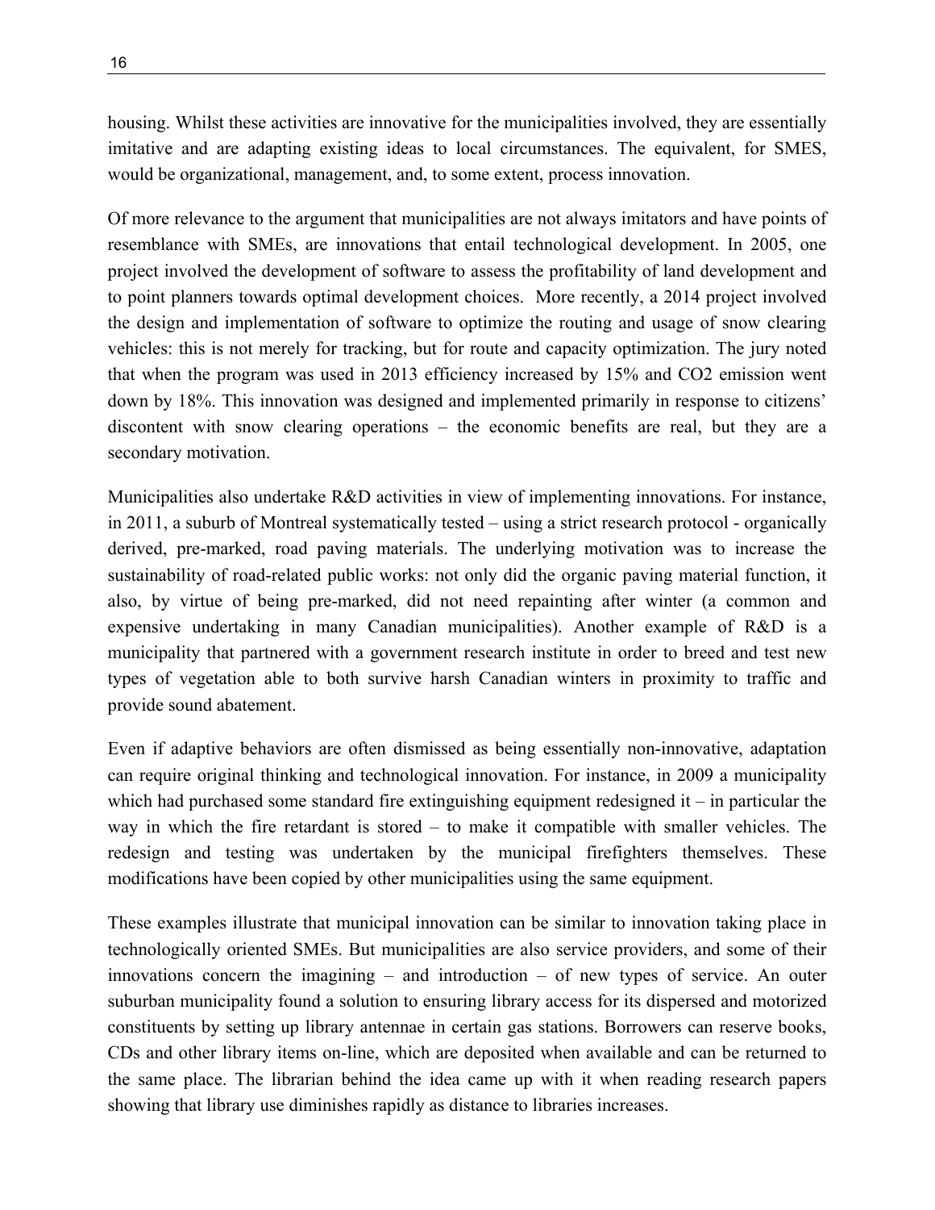housing. Whilst these activities are innovative for the municipalities involved, they are essentially imitative and are adapting existing ideas to local circumstances. The equivalent, for SMES, would be organizational, management, and, to some extent, process innovation.

Of more relevance to the argument that municipalities are not always imitators and have points of resemblance with SMEs, are innovations that entail technological development. In 2005, one project involved the development of software to assess the profitability of land development and to point planners towards optimal development choices. More recently, a 2014 project involved the design and implementation of software to optimize the routing and usage of snow clearing vehicles: this is not merely for tracking, but for route and capacity optimization. The jury noted that when the program was used in 2013 efficiency increased by 15% and $CO_2$ emission went down by 18%. This innovation was designed and implemented primarily in response to citizens' discontent with snow clearing operations – the economic benefits are real, but they are a secondary motivation.

Municipalities also undertake R&D activities in view of implementing innovations. For instance, in 2011, a suburb of Montreal systematically tested – using a strict research protocol - organically derived, pre-marked, road paving materials. The underlying motivation was to increase the sustainability of road-related public works: not only did the organic paving material function, it also, by virtue of being pre-marked, did not need repainting after winter (a common and expensive undertaking in many Canadian municipalities). Another example of R&D is a municipality that partnered with a government research institute in order to breed and test new types of vegetation able to both survive harsh Canadian winters in proximity to traffic and provide sound abatement.

Even if adaptive behaviors are often dismissed as being essentially non-innovative, adaptation can require original thinking and technological innovation. For instance, in 2009 a municipality which had purchased some standard fire extinguishing equipment redesigned it – in particular the way in which the fire retardant is stored – to make it compatible with smaller vehicles. The redesign and testing was undertaken by the municipal firefighters themselves. These modifications have been copied by other municipalities using the same equipment.

These examples illustrate that municipal innovation can be similar to innovation taking place in technologically oriented SMEs. But municipalities are also service providers, and some of their innovations concern the imagining – and introduction – of new types of service. An outer suburban municipality found a solution to ensuring library access for its dispersed and motorized constituents by setting up library antennae in certain gas stations. Borrowers can reserve books, CDs and other library items on-line, which are deposited when available and can be returned to the same place. The librarian behind the idea came up with it when reading research papers showing that library use diminishes rapidly as distance to libraries increases.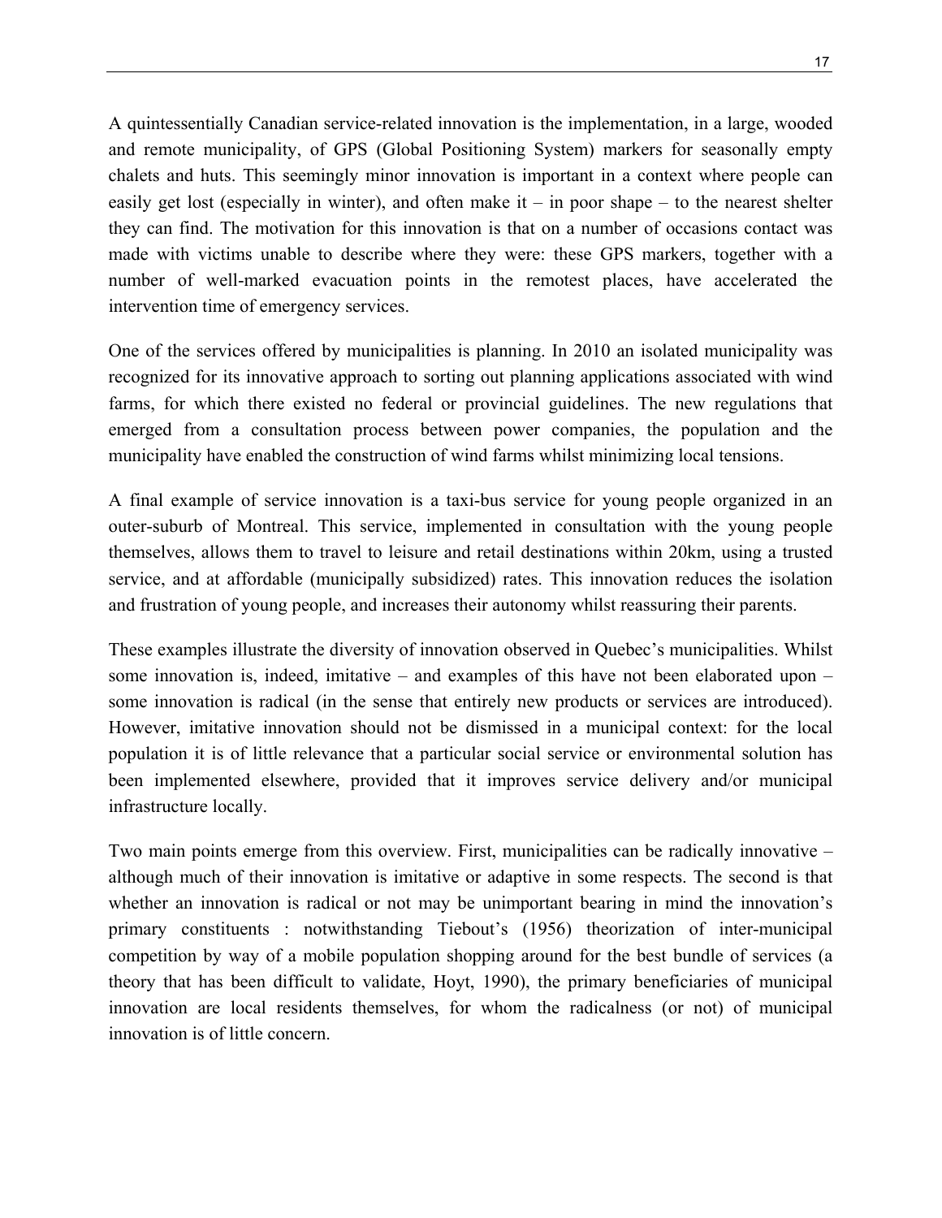A quintessentially Canadian service-related innovation is the implementation, in a large, wooded and remote municipality, of GPS (Global Positioning System) markers for seasonally empty chalets and huts. This seemingly minor innovation is important in a context where people can easily get lost (especially in winter), and often make it – in poor shape – to the nearest shelter they can find. The motivation for this innovation is that on a number of occasions contact was made with victims unable to describe where they were: these GPS markers, together with a number of well-marked evacuation points in the remotest places, have accelerated the intervention time of emergency services.

One of the services offered by municipalities is planning. In 2010 an isolated municipality was recognized for its innovative approach to sorting out planning applications associated with wind farms, for which there existed no federal or provincial guidelines. The new regulations that emerged from a consultation process between power companies, the population and the municipality have enabled the construction of wind farms whilst minimizing local tensions.

A final example of service innovation is a taxi-bus service for young people organized in an outer-suburb of Montreal. This service, implemented in consultation with the young people themselves, allows them to travel to leisure and retail destinations within 20km, using a trusted service, and at affordable (municipally subsidized) rates. This innovation reduces the isolation and frustration of young people, and increases their autonomy whilst reassuring their parents.

These examples illustrate the diversity of innovation observed in Quebec's municipalities. Whilst some innovation is, indeed, imitative – and examples of this have not been elaborated upon – some innovation is radical (in the sense that entirely new products or services are introduced). However, imitative innovation should not be dismissed in a municipal context: for the local population it is of little relevance that a particular social service or environmental solution has been implemented elsewhere, provided that it improves service delivery and/or municipal infrastructure locally.

Two main points emerge from this overview. First, municipalities can be radically innovative – although much of their innovation is imitative or adaptive in some respects. The second is that whether an innovation is radical or not may be unimportant bearing in mind the innovation's primary constituents : notwithstanding Tiebout's (1956) theorization of inter-municipal competition by way of a mobile population shopping around for the best bundle of services (a theory that has been difficult to validate, Hoyt, 1990), the primary beneficiaries of municipal innovation are local residents themselves, for whom the radicalness (or not) of municipal innovation is of little concern.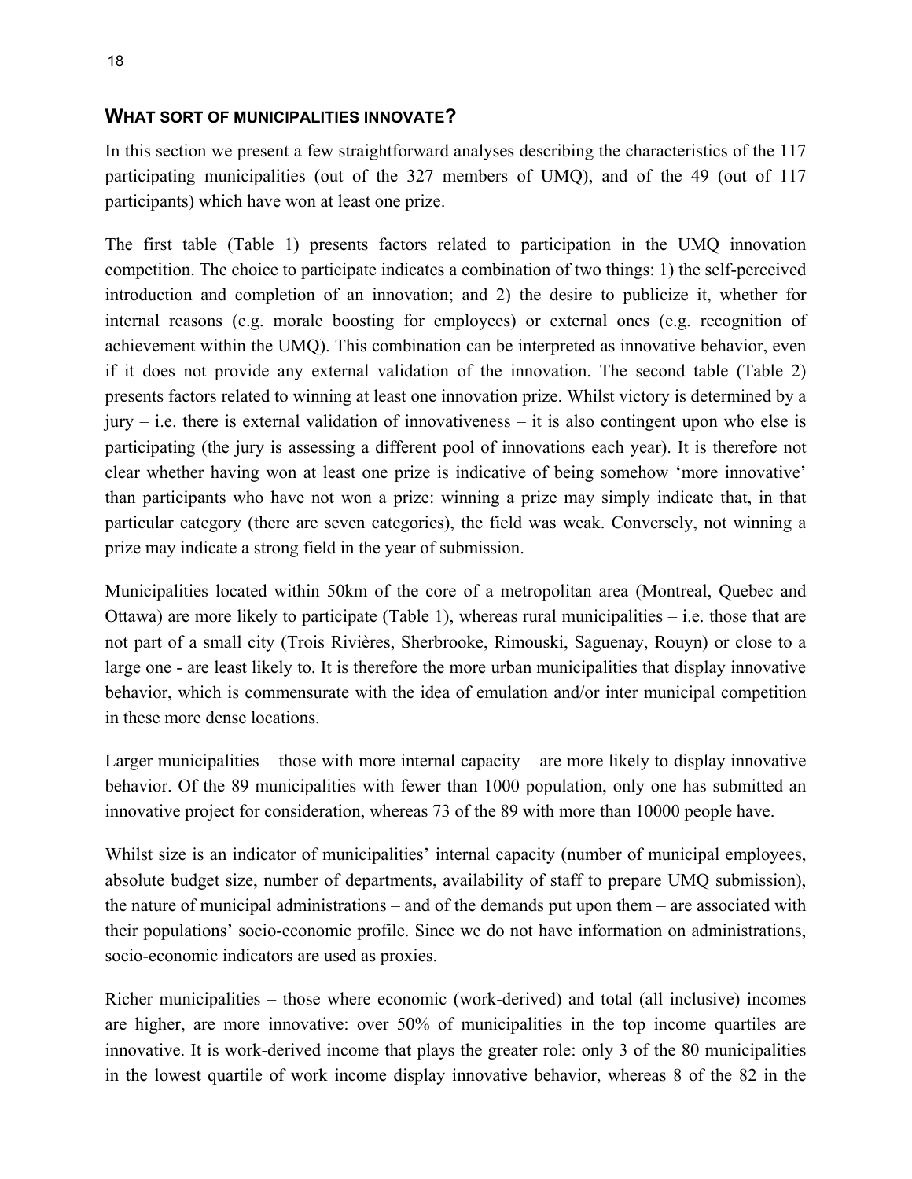## WHAT SORT OF MUNICIPALITIES INNOVATE?

In this section we present a few straightforward analyses describing the characteristics of the 117 participating municipalities (out of the 327 members of UMQ), and of the 49 (out of 117 participants) which have won at least one prize.

The first table (Table 1) presents factors related to participation in the UMQ innovation competition. The choice to participate indicates a combination of two things: 1) the self-perceived introduction and completion of an innovation; and 2) the desire to publicize it, whether for internal reasons (e.g. morale boosting for employees) or external ones (e.g. recognition of achievement within the UMQ). This combination can be interpreted as innovative behavior, even if it does not provide any external validation of the innovation. The second table (Table 2) presents factors related to winning at least one innovation prize. Whilst victory is determined by a jury – i.e. there is external validation of innovativeness – it is also contingent upon who else is participating (the jury is assessing a different pool of innovations each year). It is therefore not clear whether having won at least one prize is indicative of being somehow 'more innovative' than participants who have not won a prize: winning a prize may simply indicate that, in that particular category (there are seven categories), the field was weak. Conversely, not winning a prize may indicate a strong field in the year of submission.

Municipalities located within 50km of the core of a metropolitan area (Montreal, Quebec and Ottawa) are more likely to participate (Table 1), whereas rural municipalities – i.e. those that are not part of a small city (Trois Rivières, Sherbrooke, Rimouski, Saguenay, Rouyn) or close to a large one - are least likely to. It is therefore the more urban municipalities that display innovative behavior, which is commensurate with the idea of emulation and/or inter municipal competition in these more dense locations.

Larger municipalities – those with more internal capacity – are more likely to display innovative behavior. Of the 89 municipalities with fewer than 1000 population, only one has submitted an innovative project for consideration, whereas 73 of the 89 with more than 10000 people have.

Whilst size is an indicator of municipalities' internal capacity (number of municipal employees, absolute budget size, number of departments, availability of staff to prepare UMQ submission), the nature of municipal administrations – and of the demands put upon them – are associated with their populations' socio-economic profile. Since we do not have information on administrations, socio-economic indicators are used as proxies.

Richer municipalities – those where economic (work-derived) and total (all inclusive) incomes are higher, are more innovative: over 50% of municipalities in the top income quartiles are innovative. It is work-derived income that plays the greater role: only 3 of the 80 municipalities in the lowest quartile of work income display innovative behavior, whereas 8 of the 82 in the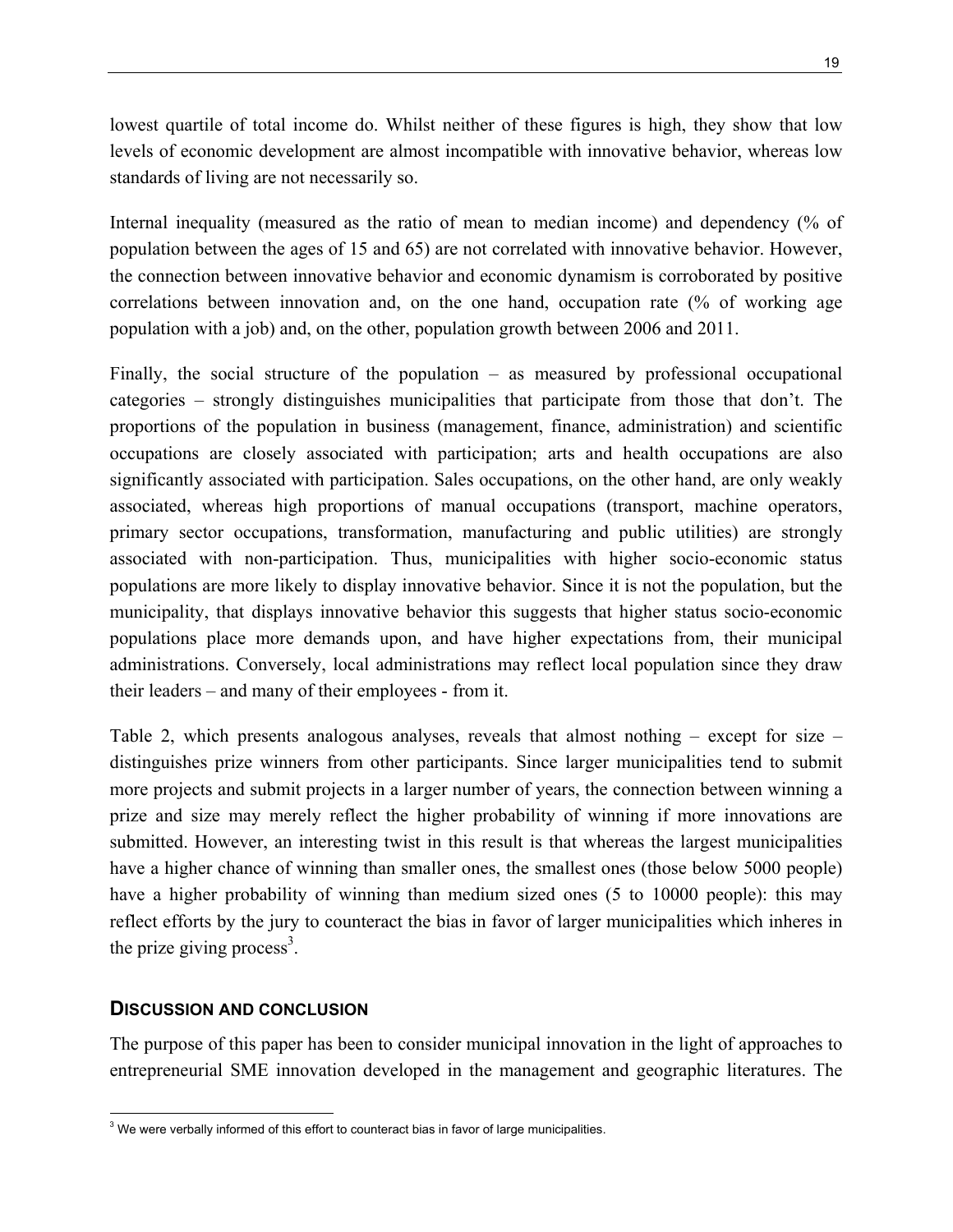lowest quartile of total income do. Whilst neither of these figures is high, they show that low levels of economic development are almost incompatible with innovative behavior, whereas low standards of living are not necessarily so.

Internal inequality (measured as the ratio of mean to median income) and dependency (% of population between the ages of 15 and 65) are not correlated with innovative behavior. However, the connection between innovative behavior and economic dynamism is corroborated by positive correlations between innovation and, on the one hand, occupation rate (% of working age population with a job) and, on the other, population growth between 2006 and 2011.

Finally, the social structure of the population – as measured by professional occupational categories – strongly distinguishes municipalities that participate from those that don't. The proportions of the population in business (management, finance, administration) and scientific occupations are closely associated with participation; arts and health occupations are also significantly associated with participation. Sales occupations, on the other hand, are only weakly associated, whereas high proportions of manual occupations (transport, machine operators, primary sector occupations, transformation, manufacturing and public utilities) are strongly associated with non-participation. Thus, municipalities with higher socio-economic status populations are more likely to display innovative behavior. Since it is not the population, but the municipality, that displays innovative behavior this suggests that higher status socio-economic populations place more demands upon, and have higher expectations from, their municipal administrations. Conversely, local administrations may reflect local population since they draw their leaders – and many of their employees - from it.

Table 2, which presents analogous analyses, reveals that almost nothing – except for size – distinguishes prize winners from other participants. Since larger municipalities tend to submit more projects and submit projects in a larger number of years, the connection between winning a prize and size may merely reflect the higher probability of winning if more innovations are submitted. However, an interesting twist in this result is that whereas the largest municipalities have a higher chance of winning than smaller ones, the smallest ones (those below 5000 people) have a higher probability of winning than medium sized ones (5 to 10000 people): this may reflect efforts by the jury to counteract the bias in favor of larger municipalities which inheres in the prize giving process[3].

## DISCUSSION AND CONCLUSION

The purpose of this paper has been to consider municipal innovation in the light of approaches to entrepreneurial SME innovation developed in the management and geographic literatures. The

[3] We were verbally informed of this effort to counteract bias in favor of large municipalities.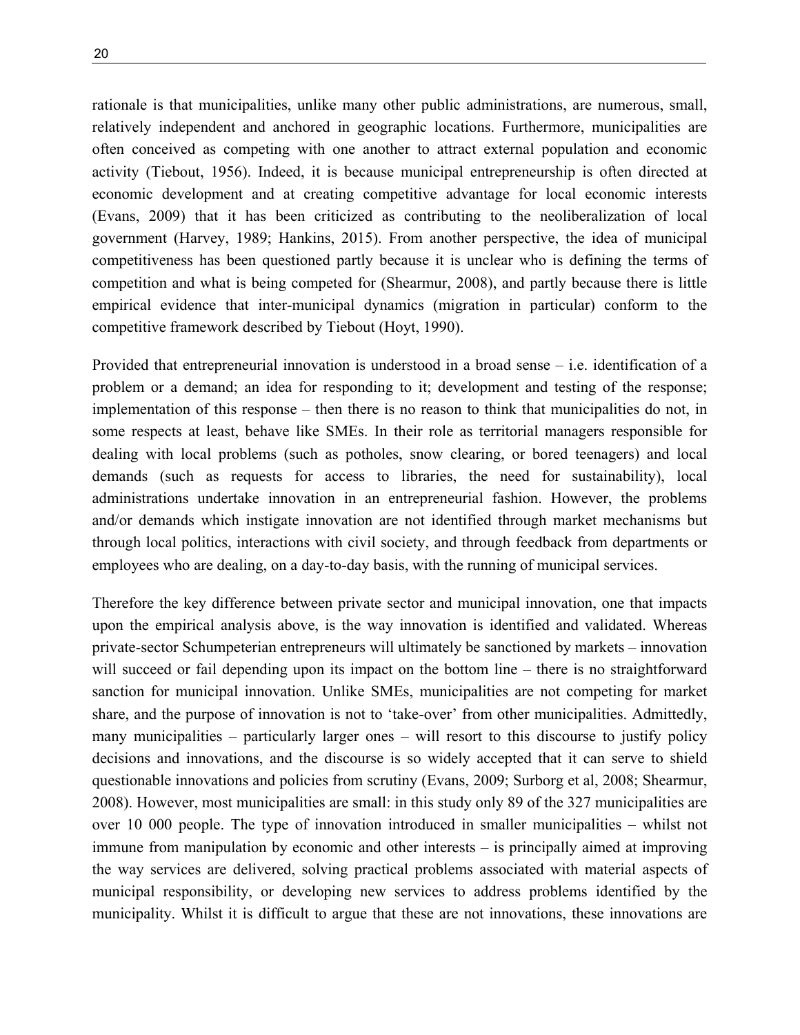rationale is that municipalities, unlike many other public administrations, are numerous, small, relatively independent and anchored in geographic locations. Furthermore, municipalities are often conceived as competing with one another to attract external population and economic activity (Tiebout, 1956). Indeed, it is because municipal entrepreneurship is often directed at economic development and at creating competitive advantage for local economic interests (Evans, 2009) that it has been criticized as contributing to the neoliberalization of local government (Harvey, 1989; Hankins, 2015). From another perspective, the idea of municipal competitiveness has been questioned partly because it is unclear who is defining the terms of competition and what is being competed for (Shearmur, 2008), and partly because there is little empirical evidence that inter-municipal dynamics (migration in particular) conform to the competitive framework described by Tiebout (Hoyt, 1990).

Provided that entrepreneurial innovation is understood in a broad sense – i.e. identification of a problem or a demand; an idea for responding to it; development and testing of the response; implementation of this response – then there is no reason to think that municipalities do not, in some respects at least, behave like SMEs. In their role as territorial managers responsible for dealing with local problems (such as potholes, snow clearing, or bored teenagers) and local demands (such as requests for access to libraries, the need for sustainability), local administrations undertake innovation in an entrepreneurial fashion. However, the problems and/or demands which instigate innovation are not identified through market mechanisms but through local politics, interactions with civil society, and through feedback from departments or employees who are dealing, on a day-to-day basis, with the running of municipal services.

Therefore the key difference between private sector and municipal innovation, one that impacts upon the empirical analysis above, is the way innovation is identified and validated. Whereas private-sector Schumpeterian entrepreneurs will ultimately be sanctioned by markets – innovation will succeed or fail depending upon its impact on the bottom line – there is no straightforward sanction for municipal innovation. Unlike SMEs, municipalities are not competing for market share, and the purpose of innovation is not to 'take-over' from other municipalities. Admittedly, many municipalities – particularly larger ones – will resort to this discourse to justify policy decisions and innovations, and the discourse is so widely accepted that it can serve to shield questionable innovations and policies from scrutiny (Evans, 2009; Surborg et al, 2008; Shearmur, 2008). However, most municipalities are small: in this study only 89 of the 327 municipalities are over 10 000 people. The type of innovation introduced in smaller municipalities – whilst not immune from manipulation by economic and other interests – is principally aimed at improving the way services are delivered, solving practical problems associated with material aspects of municipal responsibility, or developing new services to address problems identified by the municipality. Whilst it is difficult to argue that these are not innovations, these innovations are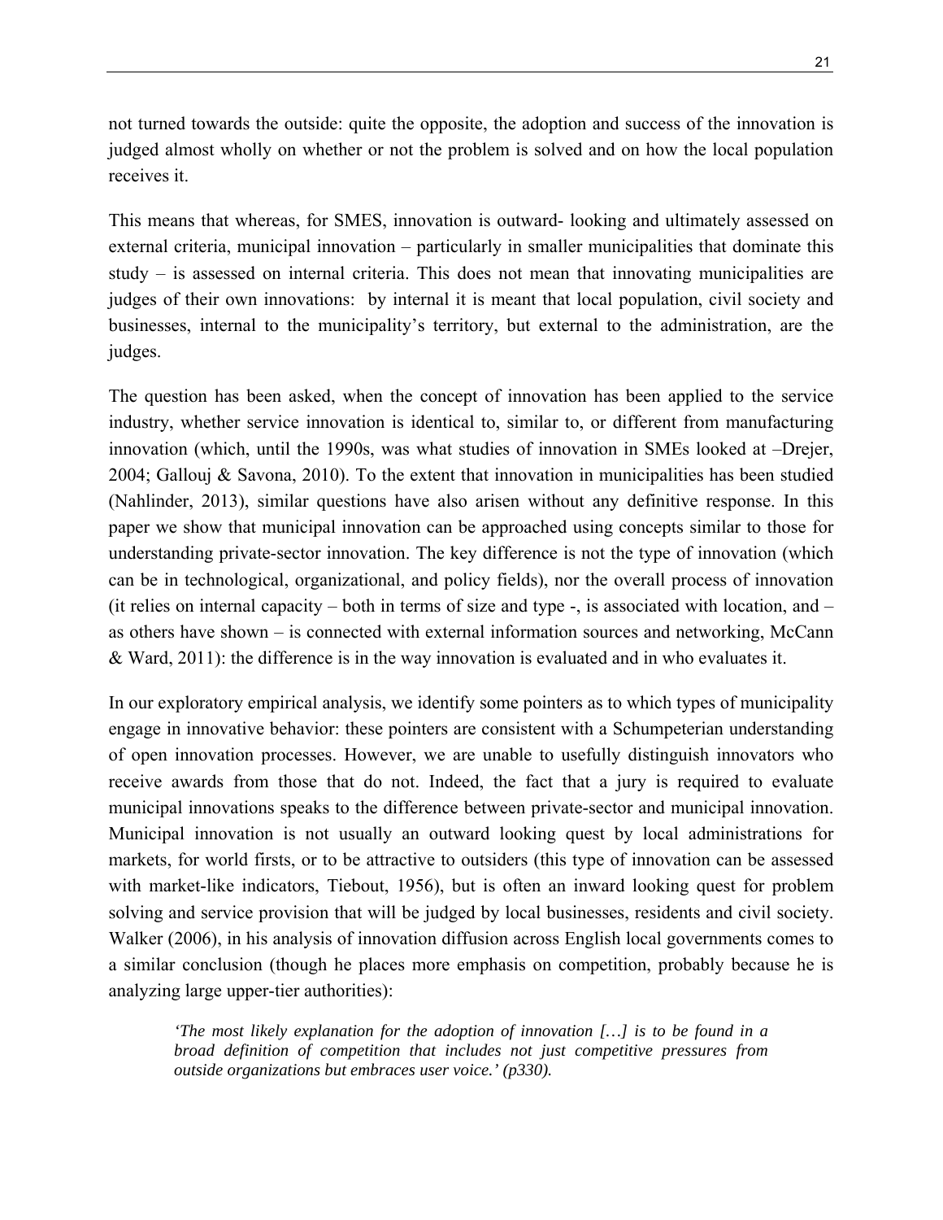not turned towards the outside: quite the opposite, the adoption and success of the innovation is judged almost wholly on whether or not the problem is solved and on how the local population receives it.

This means that whereas, for SMES, innovation is outward- looking and ultimately assessed on external criteria, municipal innovation – particularly in smaller municipalities that dominate this study – is assessed on internal criteria. This does not mean that innovating municipalities are judges of their own innovations: by internal it is meant that local population, civil society and businesses, internal to the municipality's territory, but external to the administration, are the judges.

The question has been asked, when the concept of innovation has been applied to the service industry, whether service innovation is identical to, similar to, or different from manufacturing innovation (which, until the 1990s, was what studies of innovation in SMEs looked at –Drejer, 2004; Gallouj & Savona, 2010). To the extent that innovation in municipalities has been studied (Nahlinder, 2013), similar questions have also arisen without any definitive response. In this paper we show that municipal innovation can be approached using concepts similar to those for understanding private-sector innovation. The key difference is not the type of innovation (which can be in technological, organizational, and policy fields), nor the overall process of innovation (it relies on internal capacity – both in terms of size and type -, is associated with location, and – as others have shown – is connected with external information sources and networking, McCann & Ward, 2011): the difference is in the way innovation is evaluated and in who evaluates it.

In our exploratory empirical analysis, we identify some pointers as to which types of municipality engage in innovative behavior: these pointers are consistent with a Schumpeterian understanding of open innovation processes. However, we are unable to usefully distinguish innovators who receive awards from those that do not. Indeed, the fact that a jury is required to evaluate municipal innovations speaks to the difference between private-sector and municipal innovation. Municipal innovation is not usually an outward looking quest by local administrations for markets, for world firsts, or to be attractive to outsiders (this type of innovation can be assessed with market-like indicators, Tiebout, 1956), but is often an inward looking quest for problem solving and service provision that will be judged by local businesses, residents and civil society. Walker (2006), in his analysis of innovation diffusion across English local governments comes to a similar conclusion (though he places more emphasis on competition, probably because he is analyzing large upper-tier authorities):

> *'The most likely explanation for the adoption of innovation […] is to be found in a broad definition of competition that includes not just competitive pressures from outside organizations but embraces user voice.' (p330).*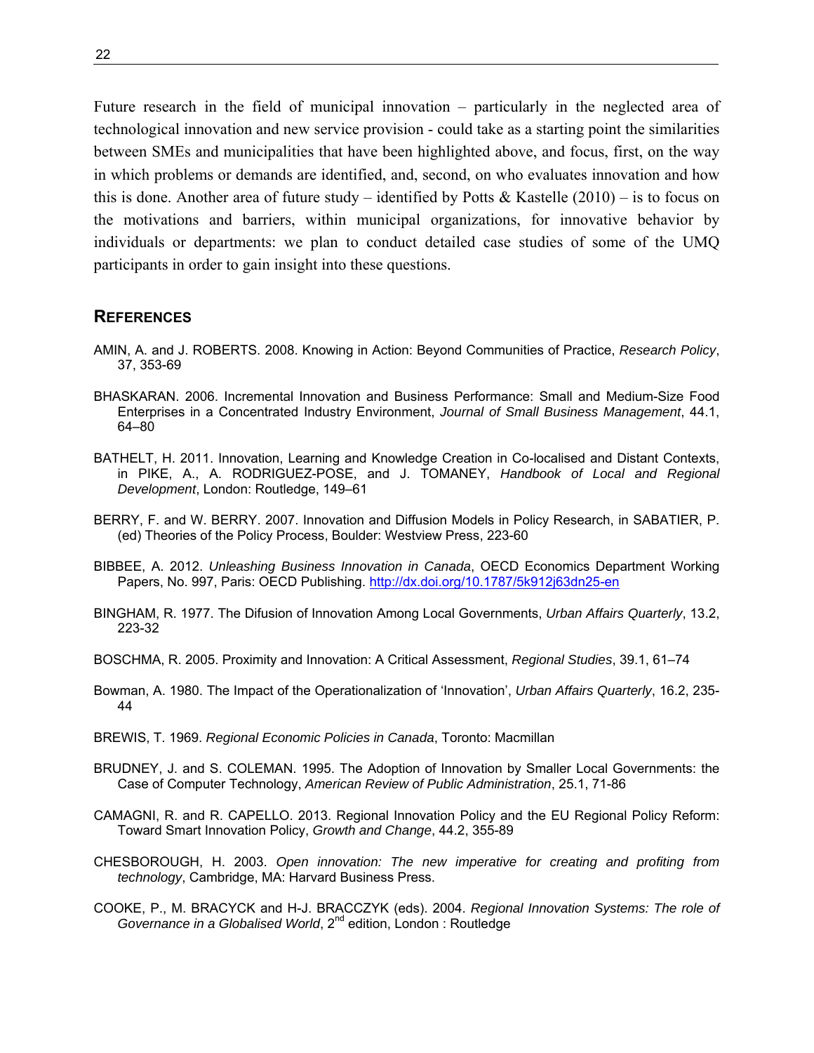Future research in the field of municipal innovation – particularly in the neglected area of technological innovation and new service provision - could take as a starting point the similarities between SMEs and municipalities that have been highlighted above, and focus, first, on the way in which problems or demands are identified, and, second, on who evaluates innovation and how this is done. Another area of future study – identified by Potts & Kastelle (2010) – is to focus on the motivations and barriers, within municipal organizations, for innovative behavior by individuals or departments: we plan to conduct detailed case studies of some of the UMQ participants in order to gain insight into these questions.

## REFERENCES

AMIN, A. and J. ROBERTS. 2008. Knowing in Action: Beyond Communities of Practice, *Research Policy*, 37, 353-69

BHASKARAN. 2006. Incremental Innovation and Business Performance: Small and Medium-Size Food Enterprises in a Concentrated Industry Environment, *Journal of Small Business Management*, 44.1, 64–80

BATHELT, H. 2011. Innovation, Learning and Knowledge Creation in Co-localised and Distant Contexts, in PIKE, A., A. RODRIGUEZ-POSE, and J. TOMANEY, *Handbook of Local and Regional Development*, London: Routledge, 149–61

BERRY, F. and W. BERRY. 2007. Innovation and Diffusion Models in Policy Research, in SABATIER, P. (ed) Theories of the Policy Process, Boulder: Westview Press, 223-60

BIBBEE, A. 2012. *Unleashing Business Innovation in Canada*, OECD Economics Department Working Papers, No. 997, Paris: OECD Publishing. http://dx.doi.org/10.1787/5k912j63dn25-en

BINGHAM, R. 1977. The Difusion of Innovation Among Local Governments, *Urban Affairs Quarterly*, 13.2, 223-32

BOSCHMA, R. 2005. Proximity and Innovation: A Critical Assessment, *Regional Studies*, 39.1, 61–74

Bowman, A. 1980. The Impact of the Operationalization of 'Innovation', *Urban Affairs Quarterly*, 16.2, 235-44

BREWIS, T. 1969. *Regional Economic Policies in Canada*, Toronto: Macmillan

BRUDNEY, J. and S. COLEMAN. 1995. The Adoption of Innovation by Smaller Local Governments: the Case of Computer Technology, *American Review of Public Administration*, 25.1, 71-86

CAMAGNI, R. and R. CAPELLO. 2013. Regional Innovation Policy and the EU Regional Policy Reform: Toward Smart Innovation Policy, *Growth and Change*, 44.2, 355-89

CHESBOROUGH, H. 2003. *Open innovation: The new imperative for creating and profiting from technology*, Cambridge, MA: Harvard Business Press.

COOKE, P., M. BRACYCK and H-J. BRACCZYK (eds). 2004. *Regional Innovation Systems: The role of Governance in a Globalised World*, 2nd edition, London : Routledge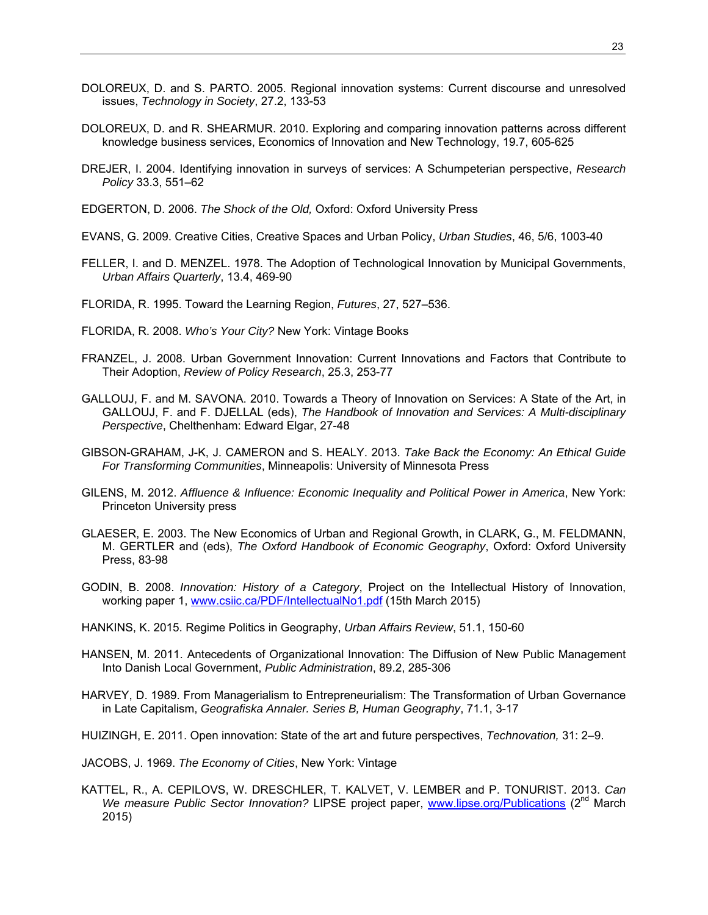DOLOREUX, D. and S. PARTO. 2005. Regional innovation systems: Current discourse and unresolved issues, *Technology in Society*, 27.2, 133-53

DOLOREUX, D. and R. SHEARMUR. 2010. Exploring and comparing innovation patterns across different knowledge business services, Economics of Innovation and New Technology, 19.7, 605-625

DREJER, I. 2004. Identifying innovation in surveys of services: A Schumpeterian perspective, *Research Policy* 33.3, 551–62

EDGERTON, D. 2006. *The Shock of the Old,* Oxford: Oxford University Press

EVANS, G. 2009. Creative Cities, Creative Spaces and Urban Policy, *Urban Studies*, 46, 5/6, 1003-40

FELLER, I. and D. MENZEL. 1978. The Adoption of Technological Innovation by Municipal Governments, *Urban Affairs Quarterly*, 13.4, 469-90

FLORIDA, R. 1995. Toward the Learning Region, *Futures*, 27, 527–536.

FLORIDA, R. 2008. *Who's Your City?* New York: Vintage Books

FRANZEL, J. 2008. Urban Government Innovation: Current Innovations and Factors that Contribute to Their Adoption, *Review of Policy Research*, 25.3, 253-77

GALLOUJ, F. and M. SAVONA. 2010. Towards a Theory of Innovation on Services: A State of the Art, in GALLOUJ, F. and F. DJELLAL (eds), *The Handbook of Innovation and Services: A Multi-disciplinary Perspective*, Chelthenham: Edward Elgar, 27-48

GIBSON-GRAHAM, J-K, J. CAMERON and S. HEALY. 2013. *Take Back the Economy: An Ethical Guide For Transforming Communities*, Minneapolis: University of Minnesota Press

GILENS, M. 2012. *Affluence & Influence: Economic Inequality and Political Power in America*, New York: Princeton University press

GLAESER, E. 2003. The New Economics of Urban and Regional Growth, in CLARK, G., M. FELDMANN, M. GERTLER and (eds), *The Oxford Handbook of Economic Geography*, Oxford: Oxford University Press, 83-98

GODIN, B. 2008. *Innovation: History of a Category*, Project on the Intellectual History of Innovation, working paper 1, www.csiic.ca/PDF/IntellectualNo1.pdf (15th March 2015)

HANKINS, K. 2015. Regime Politics in Geography, *Urban Affairs Review*, 51.1, 150-60

HANSEN, M. 2011. Antecedents of Organizational Innovation: The Diffusion of New Public Management Into Danish Local Government, *Public Administration*, 89.2, 285-306

HARVEY, D. 1989. From Managerialism to Entrepreneurialism: The Transformation of Urban Governance in Late Capitalism, *Geografiska Annaler. Series B, Human Geography*, 71.1, 3-17

HUIZINGH, E. 2011. Open innovation: State of the art and future perspectives, *Technovation,* 31: 2–9.

JACOBS, J. 1969. *The Economy of Cities*, New York: Vintage

KATTEL, R., A. CEPILOVS, W. DRESCHLER, T. KALVET, V. LEMBER and P. TONURIST. 2013. *Can We measure Public Sector Innovation?* LIPSE project paper, www.lipse.org/Publications (2nd March 2015)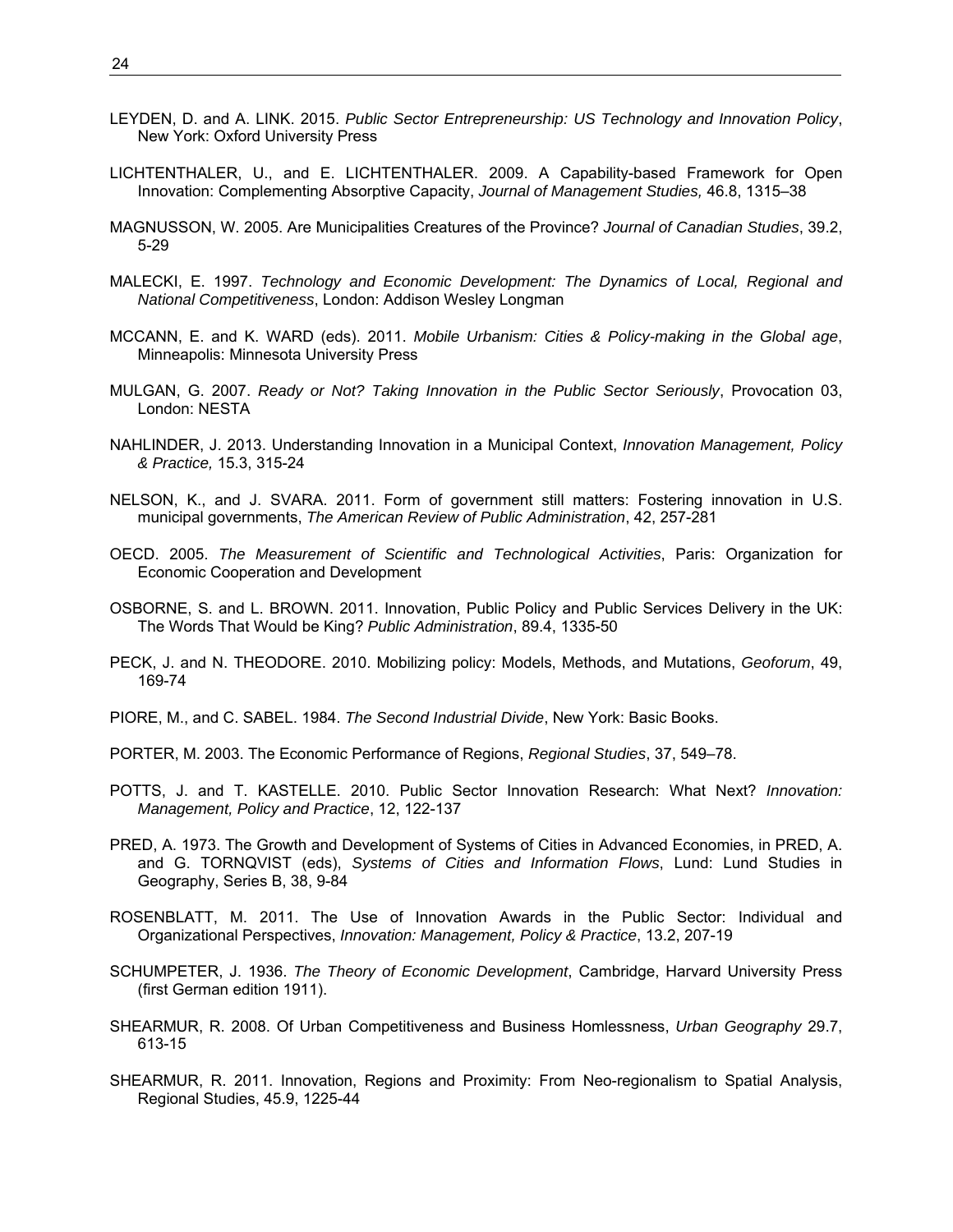LEYDEN, D. and A. LINK. 2015. *Public Sector Entrepreneurship: US Technology and Innovation Policy*, New York: Oxford University Press

LICHTENTHALER, U., and E. LICHTENTHALER. 2009. A Capability-based Framework for Open Innovation: Complementing Absorptive Capacity, *Journal of Management Studies,* 46.8, 1315–38

MAGNUSSON, W. 2005. Are Municipalities Creatures of the Province? *Journal of Canadian Studies*, 39.2, 5-29

MALECKI, E. 1997. *Technology and Economic Development: The Dynamics of Local, Regional and National Competitiveness*, London: Addison Wesley Longman

MCCANN, E. and K. WARD (eds). 2011. *Mobile Urbanism: Cities & Policy-making in the Global age*, Minneapolis: Minnesota University Press

MULGAN, G. 2007. *Ready or Not? Taking Innovation in the Public Sector Seriously*, Provocation 03, London: NESTA

NAHLINDER, J. 2013. Understanding Innovation in a Municipal Context, *Innovation Management, Policy & Practice,* 15.3, 315-24

NELSON, K., and J. SVARA. 2011. Form of government still matters: Fostering innovation in U.S. municipal governments, *The American Review of Public Administration*, 42, 257-281

OECD. 2005. *The Measurement of Scientific and Technological Activities*, Paris: Organization for Economic Cooperation and Development

OSBORNE, S. and L. BROWN. 2011. Innovation, Public Policy and Public Services Delivery in the UK: The Words That Would be King? *Public Administration*, 89.4, 1335-50

PECK, J. and N. THEODORE. 2010. Mobilizing policy: Models, Methods, and Mutations, *Geoforum*, 49, 169-74

PIORE, M., and C. SABEL. 1984. *The Second Industrial Divide*, New York: Basic Books.

PORTER, M. 2003. The Economic Performance of Regions, *Regional Studies*, 37, 549–78.

POTTS, J. and T. KASTELLE. 2010. Public Sector Innovation Research: What Next? *Innovation: Management, Policy and Practice*, 12, 122-137

PRED, A. 1973. The Growth and Development of Systems of Cities in Advanced Economies, in PRED, A. and G. TORNQVIST (eds), *Systems of Cities and Information Flows*, Lund: Lund Studies in Geography, Series B, 38, 9-84

ROSENBLATT, M. 2011. The Use of Innovation Awards in the Public Sector: Individual and Organizational Perspectives, *Innovation: Management, Policy & Practice*, 13.2, 207-19

SCHUMPETER, J. 1936. *The Theory of Economic Development*, Cambridge, Harvard University Press (first German edition 1911).

SHEARMUR, R. 2008. Of Urban Competitiveness and Business Homlessness, *Urban Geography* 29.7, 613-15

SHEARMUR, R. 2011. Innovation, Regions and Proximity: From Neo-regionalism to Spatial Analysis, Regional Studies, 45.9, 1225-44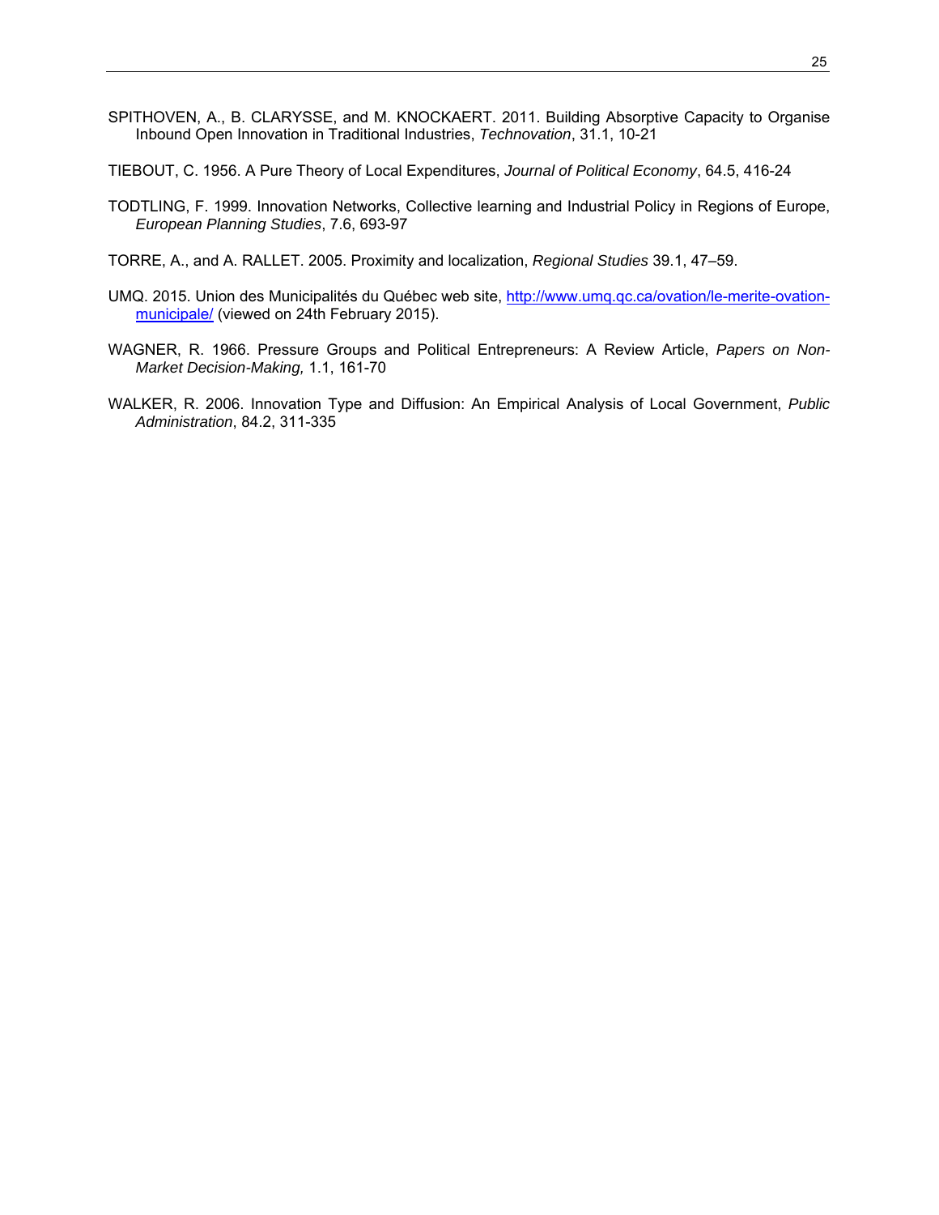SPITHOVEN, A., B. CLARYSSE, and M. KNOCKAERT. 2011. Building Absorptive Capacity to Organise Inbound Open Innovation in Traditional Industries, *Technovation*, 31.1, 10-21

TIEBOUT, C. 1956. A Pure Theory of Local Expenditures, *Journal of Political Economy*, 64.5, 416-24

TODTLING, F. 1999. Innovation Networks, Collective learning and Industrial Policy in Regions of Europe, *European Planning Studies*, 7.6, 693-97

TORRE, A., and A. RALLET. 2005. Proximity and localization, *Regional Studies* 39.1, 47–59.

UMQ. 2015. Union des Municipalités du Québec web site, [http://www.umq.qc.ca/ovation/le-merite-ovation-municipale/](http://www.umq.qc.ca/ovation/le-merite-ovation-municipale/) (viewed on 24th February 2015).

WAGNER, R. 1966. Pressure Groups and Political Entrepreneurs: A Review Article, *Papers on Non-Market Decision-Making,* 1.1, 161-70

WALKER, R. 2006. Innovation Type and Diffusion: An Empirical Analysis of Local Government, *Public Administration*, 84.2, 311-335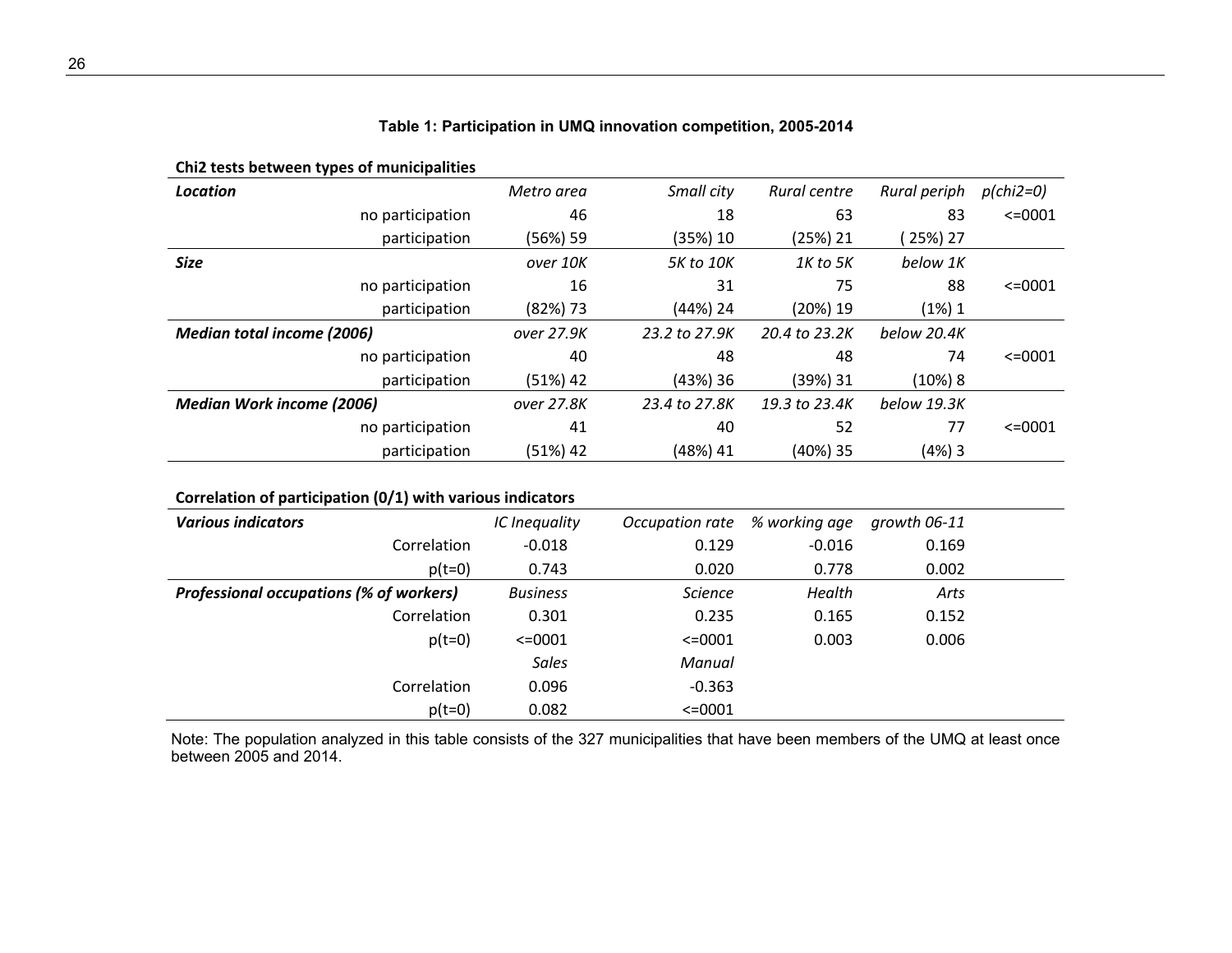**Table 1: Participation in UMQ innovation competition, 2005-2014**

**Chi2 tests between types of municipalities**

| | | | | | |
|---|---|---|---|---|---|
| ***Location*** | *Metro area* | *Small city* | *Rural centre* | *Rural periph* | *p(chi2=0)* |
| no participation | 46 | 18 | 63 | 83 | <=0001 |
| participation | (56%) 59 | (35%) 10 | (25%) 21 | ( 25%) 27 | |
| ***Size*** | *over 10K* | *5K to 10K* | *1K to 5K* | *below 1K* | |
| no participation | 16 | 31 | 75 | 88 | <=0001 |
| participation | (82%) 73 | (44%) 24 | (20%) 19 | (1%) 1 | |
| ***Median total income (2006)*** | *over 27.9K* | *23.2 to 27.9K* | *20.4 to 23.2K* | *below 20.4K* | |
| no participation | 40 | 48 | 48 | 74 | <=0001 |
| participation | (51%) 42 | (43%) 36 | (39%) 31 | (10%) 8 | |
| ***Median Work income (2006)*** | *over 27.8K* | *23.4 to 27.8K* | *19.3 to 23.4K* | *below 19.3K* | |
| no participation | 41 | 40 | 52 | 77 | <=0001 |
| participation | (51%) 42 | (48%) 41 | (40%) 35 | (4%) 3 | |

**Correlation of participation (0/1) with various indicators**

| | | | | |
|---|---|---|---|---|
| ***Various indicators*** | *IC Inequality* | *Occupation rate* | *% working age* | *growth 06-11* |
| Correlation | -0.018 | 0.129 | -0.016 | 0.169 |
| p(t=0) | 0.743 | 0.020 | 0.778 | 0.002 |
| ***Professional occupations (% of workers)*** | *Business* | *Science* | *Health* | *Arts* |
| Correlation | 0.301 | 0.235 | 0.165 | 0.152 |
| p(t=0) | <=0001 | <=0001 | 0.003 | 0.006 |
| | *Sales* | *Manual* | | |
| Correlation | 0.096 | -0.363 | | |
| p(t=0) | 0.082 | <=0001 | | |

Note: The population analyzed in this table consists of the 327 municipalities that have been members of the UMQ at least once between 2005 and 2014.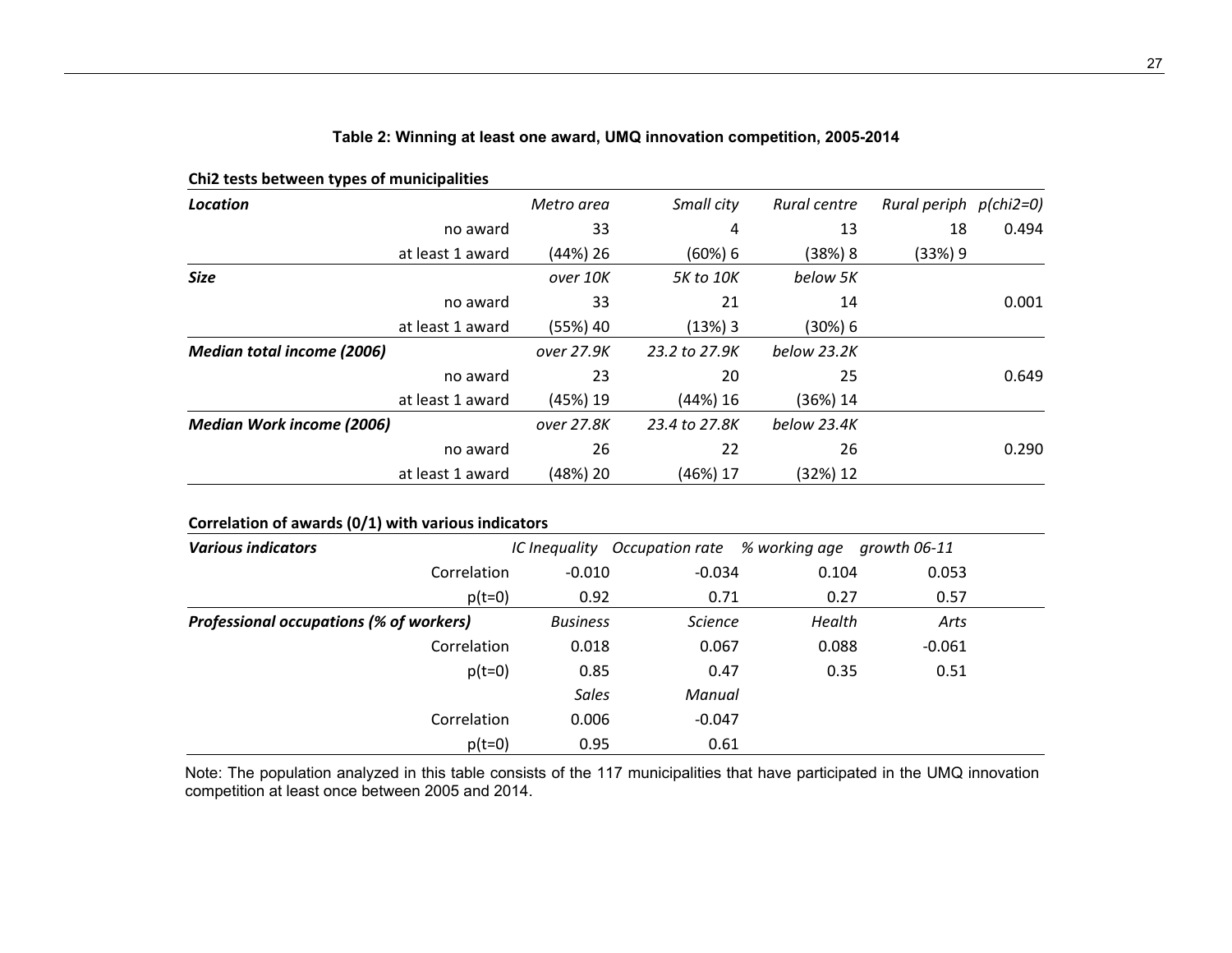**Table 2: Winning at least one award, UMQ innovation competition, 2005-2014**

**Chi2 tests between types of municipalities**

| ***Location*** | *Metro area* | *Small city* | *Rural centre* | *Rural periph* | *p(chi2=0)* |
|---|---|---|---|---|---|
| no award | 33 | 4 | 13 | 18 | 0.494 |
| at least 1 award | (44%) 26 | (60%) 6 | (38%) 8 | (33%) 9 | |
| ***Size*** | *over 10K* | *5K to 10K* | *below 5K* | | |
| no award | 33 | 21 | 14 | | 0.001 |
| at least 1 award | (55%) 40 | (13%) 3 | (30%) 6 | | |
| ***Median total income (2006)*** | *over 27.9K* | *23.2 to 27.9K* | *below 23.2K* | | |
| no award | 23 | 20 | 25 | | 0.649 |
| at least 1 award | (45%) 19 | (44%) 16 | (36%) 14 | | |
| ***Median Work income (2006)*** | *over 27.8K* | *23.4 to 27.8K* | *below 23.4K* | | |
| no award | 26 | 22 | 26 | | 0.290 |
| at least 1 award | (48%) 20 | (46%) 17 | (32%) 12 | | |

**Correlation of awards (0/1) with various indicators**

| ***Various indicators*** | *IC Inequality* | *Occupation rate* | *% working age* | *growth 06-11* |
|---|---|---|---|---|
| Correlation | -0.010 | -0.034 | 0.104 | 0.053 |
| p(t=0) | 0.92 | 0.71 | 0.27 | 0.57 |
| ***Professional occupations (% of workers)*** | *Business* | *Science* | *Health* | *Arts* |
| Correlation | 0.018 | 0.067 | 0.088 | -0.061 |
| p(t=0) | 0.85 | 0.47 | 0.35 | 0.51 |
| | *Sales* | *Manual* | | |
| Correlation | 0.006 | -0.047 | | |
| p(t=0) | 0.95 | 0.61 | | |

Note: The population analyzed in this table consists of the 117 municipalities that have participated in the UMQ innovation competition at least once between 2005 and 2014.